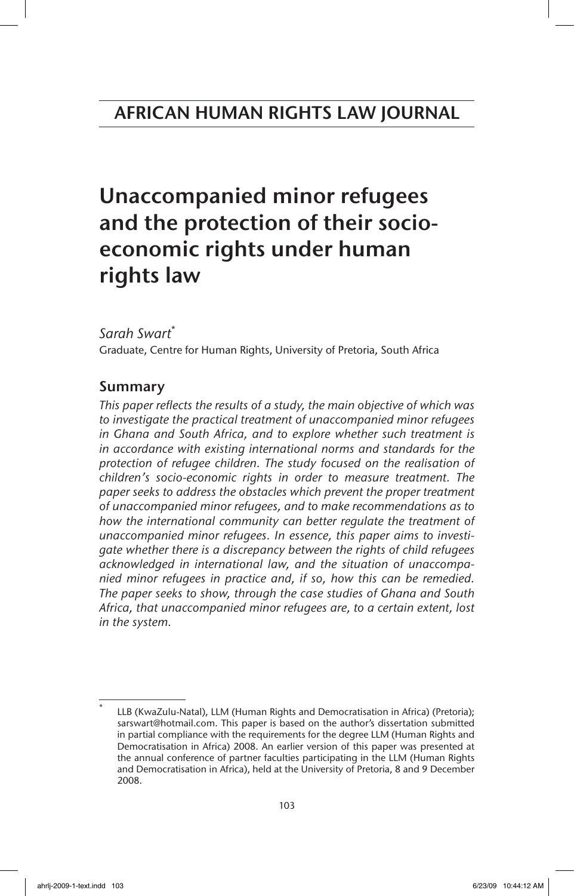AFRICAN HUMAN RIGHTS LAW JOURNAL

# Unaccompanied minor refugees and the protection of their socio-economic rights under human rights law

*Sarah Swart*[*]
Graduate, Centre for Human Rights, University of Pretoria, South Africa

## Summary

*This paper reflects the results of a study, the main objective of which was to investigate the practical treatment of unaccompanied minor refugees in Ghana and South Africa, and to explore whether such treatment is in accordance with existing international norms and standards for the protection of refugee children. The study focused on the realisation of children's socio-economic rights in order to measure treatment. The paper seeks to address the obstacles which prevent the proper treatment of unaccompanied minor refugees, and to make recommendations as to how the international community can better regulate the treatment of unaccompanied minor refugees. In essence, this paper aims to investigate whether there is a discrepancy between the rights of child refugees acknowledged in international law, and the situation of unaccompanied minor refugees in practice and, if so, how this can be remedied. The paper seeks to show, through the case studies of Ghana and South Africa, that unaccompanied minor refugees are, to a certain extent, lost in the system.*

---

[*] LLB (KwaZulu-Natal), LLM (Human Rights and Democratisation in Africa) (Pretoria); sarswart@hotmail.com. This paper is based on the author's dissertation submitted in partial compliance with the requirements for the degree LLM (Human Rights and Democratisation in Africa) 2008. An earlier version of this paper was presented at the annual conference of partner faculties participating in the LLM (Human Rights and Democratisation in Africa), held at the University of Pretoria, 8 and 9 December 2008.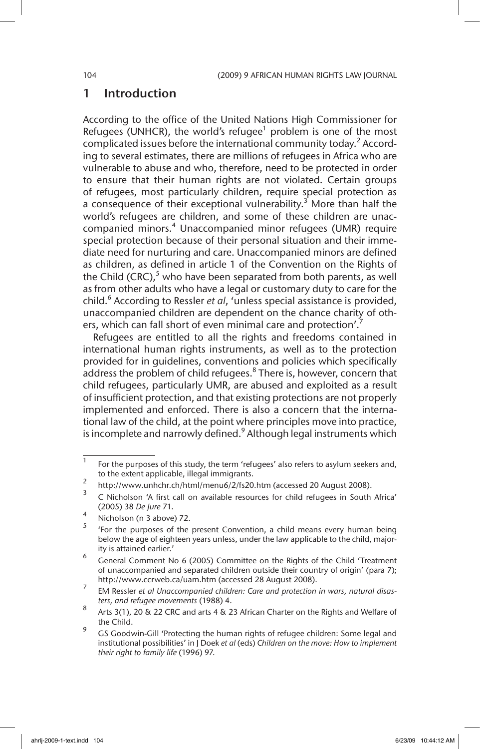## 1 Introduction

According to the office of the United Nations High Commissioner for Refugees (UNHCR), the world's refugee[1] problem is one of the most complicated issues before the international community today.[2] According to several estimates, there are millions of refugees in Africa who are vulnerable to abuse and who, therefore, need to be protected in order to ensure that their human rights are not violated. Certain groups of refugees, most particularly children, require special protection as a consequence of their exceptional vulnerability.[3] More than half the world's refugees are children, and some of these children are unaccompanied minors.[4] Unaccompanied minor refugees (UMR) require special protection because of their personal situation and their immediate need for nurturing and care. Unaccompanied minors are defined as children, as defined in article 1 of the Convention on the Rights of the Child (CRC),[5] who have been separated from both parents, as well as from other adults who have a legal or customary duty to care for the child.[6] According to Ressler *et al*, 'unless special assistance is provided, unaccompanied children are dependent on the chance charity of others, which can fall short of even minimal care and protection'.[7]

Refugees are entitled to all the rights and freedoms contained in international human rights instruments, as well as to the protection provided for in guidelines, conventions and policies which specifically address the problem of child refugees.[8] There is, however, concern that child refugees, particularly UMR, are abused and exploited as a result of insufficient protection, and that existing protections are not properly implemented and enforced. There is also a concern that the international law of the child, at the point where principles move into practice, is incomplete and narrowly defined.[9] Although legal instruments which

---

1 For the purposes of this study, the term 'refugees' also refers to asylum seekers and, to the extent applicable, illegal immigrants.

2 http://www.unhcr.ch/html/menu6/2/fs20.htm (accessed 20 August 2008).

3 C Nicholson 'A first call on available resources for child refugees in South Africa' (2005) 38 *De Jure* 71.

4 Nicholson (n 3 above) 72.

5 'For the purposes of the present Convention, a child means every human being below the age of eighteen years unless, under the law applicable to the child, majority is attained earlier.'

6 General Comment No 6 (2005) Committee on the Rights of the Child 'Treatment of unaccompanied and separated children outside their country of origin' (para 7); http://www.ccrweb.ca/uam.htm (accessed 28 August 2008).

7 EM Ressler *et al Unaccompanied children: Care and protection in wars, natural disasters, and refugee movements* (1988) 4.

8 Arts 3(1), 20 & 22 CRC and arts 4 & 23 African Charter on the Rights and Welfare of the Child.

9 GS Goodwin-Gill 'Protecting the human rights of refugee children: Some legal and institutional possibilities' in J Doek *et al* (eds) *Children on the move: How to implement their right to family life* (1996) 97.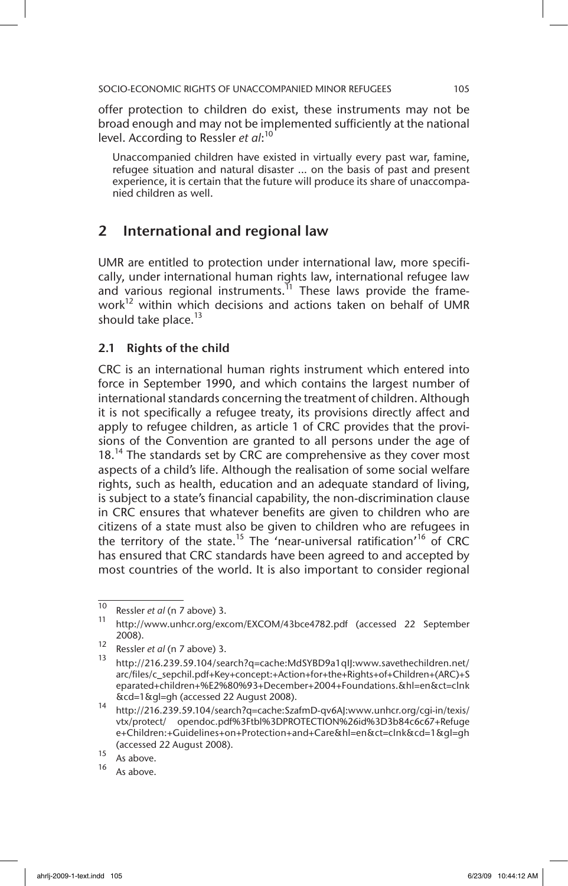offer protection to children do exist, these instruments may not be broad enough and may not be implemented sufficiently at the national level. According to Ressler *et al*:[10]

> Unaccompanied children have existed in virtually every past war, famine, refugee situation and natural disaster ... on the basis of past and present experience, it is certain that the future will produce its share of unaccompanied children as well.

## 2 International and regional law

UMR are entitled to protection under international law, more specifically, under international human rights law, international refugee law and various regional instruments.[11] These laws provide the framework[12] within which decisions and actions taken on behalf of UMR should take place.[13]

### 2.1 Rights of the child

CRC is an international human rights instrument which entered into force in September 1990, and which contains the largest number of international standards concerning the treatment of children. Although it is not specifically a refugee treaty, its provisions directly affect and apply to refugee children, as article 1 of CRC provides that the provisions of the Convention are granted to all persons under the age of 18.[14] The standards set by CRC are comprehensive as they cover most aspects of a child's life. Although the realisation of some social welfare rights, such as health, education and an adequate standard of living, is subject to a state's financial capability, the non-discrimination clause in CRC ensures that whatever benefits are given to children who are citizens of a state must also be given to children who are refugees in the territory of the state.[15] The 'near-universal ratification'[16] of CRC has ensured that CRC standards have been agreed to and accepted by most countries of the world. It is also important to consider regional

---

[10] Ressler *et al* (n 7 above) 3.

[11] http://www.unhcr.org/excom/EXCOM/43bce4782.pdf (accessed 22 September 2008).

[12] Ressler *et al* (n 7 above) 3.

[13] http://216.239.59.104/search?q=cache:MdSYBD9a1qIJ:www.savethechildren.net/arc/files/c_sepchil.pdf+Key+concept:+Action+for+the+Rights+of+Children+(ARC)+Separated+children+%E2%80%93+December+2004+Foundations.&hl=en&ct=clnk&cd=1&gl=gh (accessed 22 August 2008).

[14] http://216.239.59.104/search?q=cache:SzafmD-qv6AJ:www.unhcr.org/cgi-in/texis/vtx/protect/ opendoc.pdf%3Ftbl%3DPROTECTION%26id%3D3b84c6c67+Refugee+Children:+Guidelines+on+Protection+and+Care&hl=en&ct=clnk&cd=1&gl=gh (accessed 22 August 2008).

[15] As above.

[16] As above.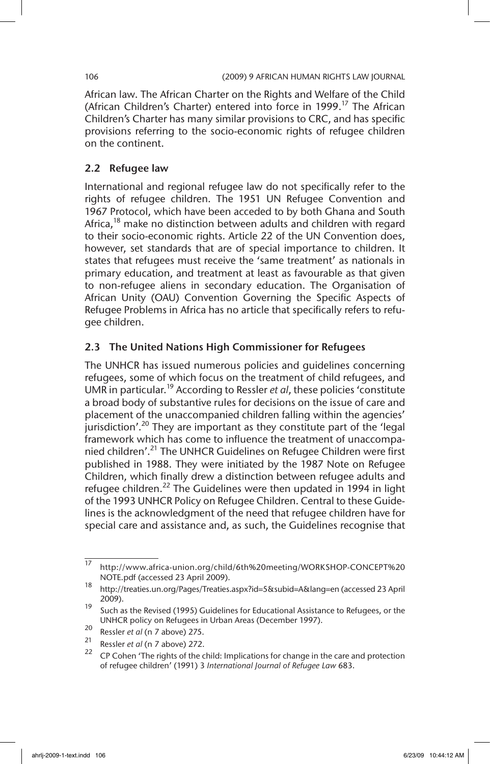African law. The African Charter on the Rights and Welfare of the Child (African Children's Charter) entered into force in 1999.[17] The African Children's Charter has many similar provisions to CRC, and has specific provisions referring to the socio-economic rights of refugee children on the continent.

### 2.2 Refugee law

International and regional refugee law do not specifically refer to the rights of refugee children. The 1951 UN Refugee Convention and 1967 Protocol, which have been acceded to by both Ghana and South Africa,[18] make no distinction between adults and children with regard to their socio-economic rights. Article 22 of the UN Convention does, however, set standards that are of special importance to children. It states that refugees must receive the 'same treatment' as nationals in primary education, and treatment at least as favourable as that given to non-refugee aliens in secondary education. The Organisation of African Unity (OAU) Convention Governing the Specific Aspects of Refugee Problems in Africa has no article that specifically refers to refugee children.

### 2.3 The United Nations High Commissioner for Refugees

The UNHCR has issued numerous policies and guidelines concerning refugees, some of which focus on the treatment of child refugees, and UMR in particular.[19] According to Ressler *et al*, these policies 'constitute a broad body of substantive rules for decisions on the issue of care and placement of the unaccompanied children falling within the agencies' jurisdiction'.[20] They are important as they constitute part of the 'legal framework which has come to influence the treatment of unaccompanied children'.[21] The UNHCR Guidelines on Refugee Children were first published in 1988. They were initiated by the 1987 Note on Refugee Children, which finally drew a distinction between refugee adults and refugee children.[22] The Guidelines were then updated in 1994 in light of the 1993 UNHCR Policy on Refugee Children. Central to these Guidelines is the acknowledgment of the need that refugee children have for special care and assistance and, as such, the Guidelines recognise that

---

[17] http://www.africa-union.org/child/6th%20meeting/WORKSHOP-CONCEPT%20NOTE.pdf (accessed 23 April 2009).

[18] http://treaties.un.org/Pages/Treaties.aspx?id=5&subid=A&lang=en (accessed 23 April 2009).

[19] Such as the Revised (1995) Guidelines for Educational Assistance to Refugees, or the UNHCR policy on Refugees in Urban Areas (December 1997).

[20] Ressler *et al* (n 7 above) 275.

[21] Ressler *et al* (n 7 above) 272.

[22] CP Cohen 'The rights of the child: Implications for change in the care and protection of refugee children' (1991) 3 *International Journal of Refugee Law* 683.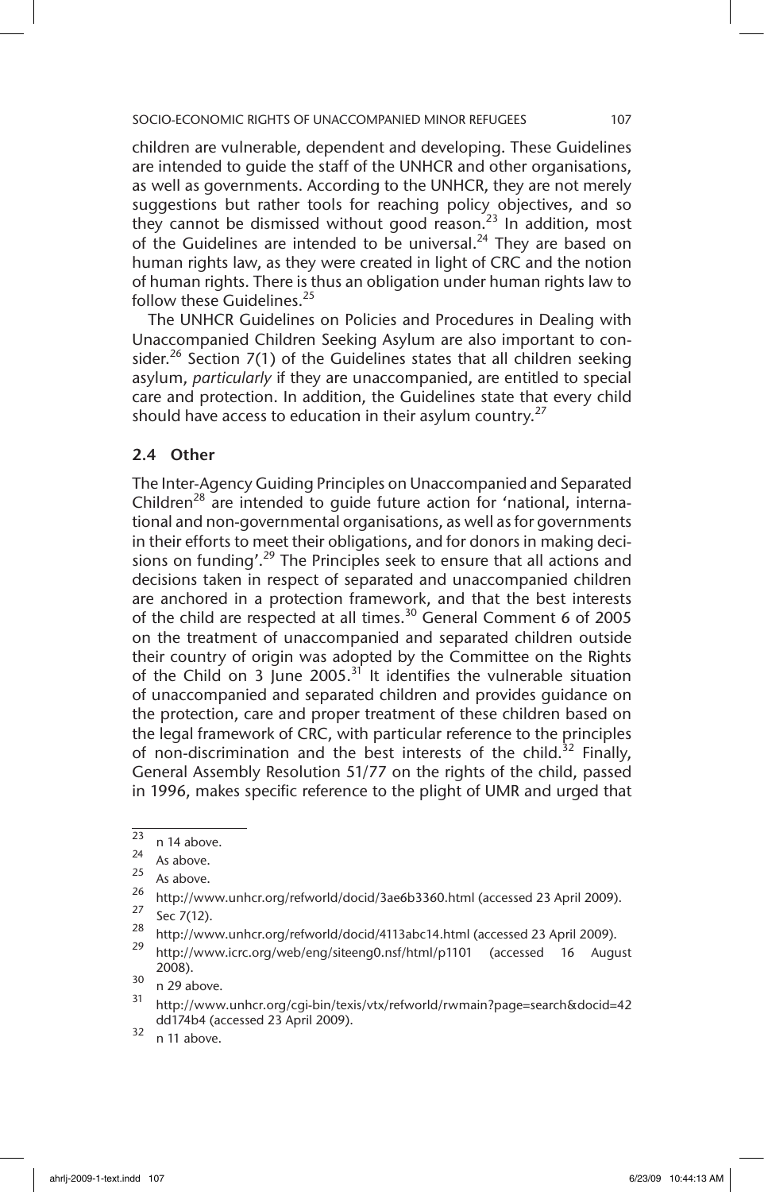children are vulnerable, dependent and developing. These Guidelines are intended to guide the staff of the UNHCR and other organisations, as well as governments. According to the UNHCR, they are not merely suggestions but rather tools for reaching policy objectives, and so they cannot be dismissed without good reason.[23] In addition, most of the Guidelines are intended to be universal.[24] They are based on human rights law, as they were created in light of CRC and the notion of human rights. There is thus an obligation under human rights law to follow these Guidelines.[25]

The UNHCR Guidelines on Policies and Procedures in Dealing with Unaccompanied Children Seeking Asylum are also important to consider.[26] Section 7(1) of the Guidelines states that all children seeking asylum, *particularly* if they are unaccompanied, are entitled to special care and protection. In addition, the Guidelines state that every child should have access to education in their asylum country.[27]

### 2.4 Other

The Inter-Agency Guiding Principles on Unaccompanied and Separated Children[28] are intended to guide future action for 'national, international and non-governmental organisations, as well as for governments in their efforts to meet their obligations, and for donors in making decisions on funding'.[29] The Principles seek to ensure that all actions and decisions taken in respect of separated and unaccompanied children are anchored in a protection framework, and that the best interests of the child are respected at all times.[30] General Comment 6 of 2005 on the treatment of unaccompanied and separated children outside their country of origin was adopted by the Committee on the Rights of the Child on 3 June 2005.[31] It identifies the vulnerable situation of unaccompanied and separated children and provides guidance on the protection, care and proper treatment of these children based on the legal framework of CRC, with particular reference to the principles of non-discrimination and the best interests of the child.[32] Finally, General Assembly Resolution 51/77 on the rights of the child, passed in 1996, makes specific reference to the plight of UMR and urged that

---

[23] n 14 above.

[24] As above.

[25] As above.

[26] http://www.unhcr.org/refworld/docid/3ae6b3360.html (accessed 23 April 2009).

[27] Sec 7(12).

[28] http://www.unhcr.org/refworld/docid/4113abc14.html (accessed 23 April 2009).

[29] http://www.icrc.org/web/eng/siteeng0.nsf/html/p1101 (accessed 16 August 2008).

[30] n 29 above.

[31] http://www.unhcr.org/cgi-bin/texis/vtx/refworld/rwmain?page=search&docid=42dd174b4 (accessed 23 April 2009).

[32] n 11 above.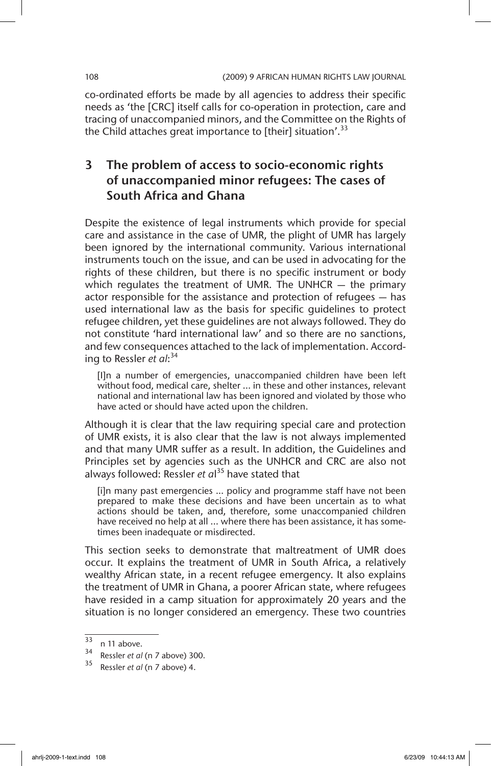co-ordinated efforts be made by all agencies to address their specific needs as 'the [CRC] itself calls for co-operation in protection, care and tracing of unaccompanied minors, and the Committee on the Rights of the Child attaches great importance to [their] situation'.[33]

## 3 The problem of access to socio-economic rights of unaccompanied minor refugees: The cases of South Africa and Ghana

Despite the existence of legal instruments which provide for special care and assistance in the case of UMR, the plight of UMR has largely been ignored by the international community. Various international instruments touch on the issue, and can be used in advocating for the rights of these children, but there is no specific instrument or body which regulates the treatment of UMR. The UNHCR — the primary actor responsible for the assistance and protection of refugees — has used international law as the basis for specific guidelines to protect refugee children, yet these guidelines are not always followed. They do not constitute 'hard international law' and so there are no sanctions, and few consequences attached to the lack of implementation. According to Ressler *et al*:[34]

> [I]n a number of emergencies, unaccompanied children have been left without food, medical care, shelter ... in these and other instances, relevant national and international law has been ignored and violated by those who have acted or should have acted upon the children.

Although it is clear that the law requiring special care and protection of UMR exists, it is also clear that the law is not always implemented and that many UMR suffer as a result. In addition, the Guidelines and Principles set by agencies such as the UNHCR and CRC are also not always followed: Ressler *et al*[35] have stated that

> [i]n many past emergencies ... policy and programme staff have not been prepared to make these decisions and have been uncertain as to what actions should be taken, and, therefore, some unaccompanied children have received no help at all ... where there has been assistance, it has sometimes been inadequate or misdirected.

This section seeks to demonstrate that maltreatment of UMR does occur. It explains the treatment of UMR in South Africa, a relatively wealthy African state, in a recent refugee emergency. It also explains the treatment of UMR in Ghana, a poorer African state, where refugees have resided in a camp situation for approximately 20 years and the situation is no longer considered an emergency. These two countries

---

33 n 11 above.

34 Ressler *et al* (n 7 above) 300.

35 Ressler *et al* (n 7 above) 4.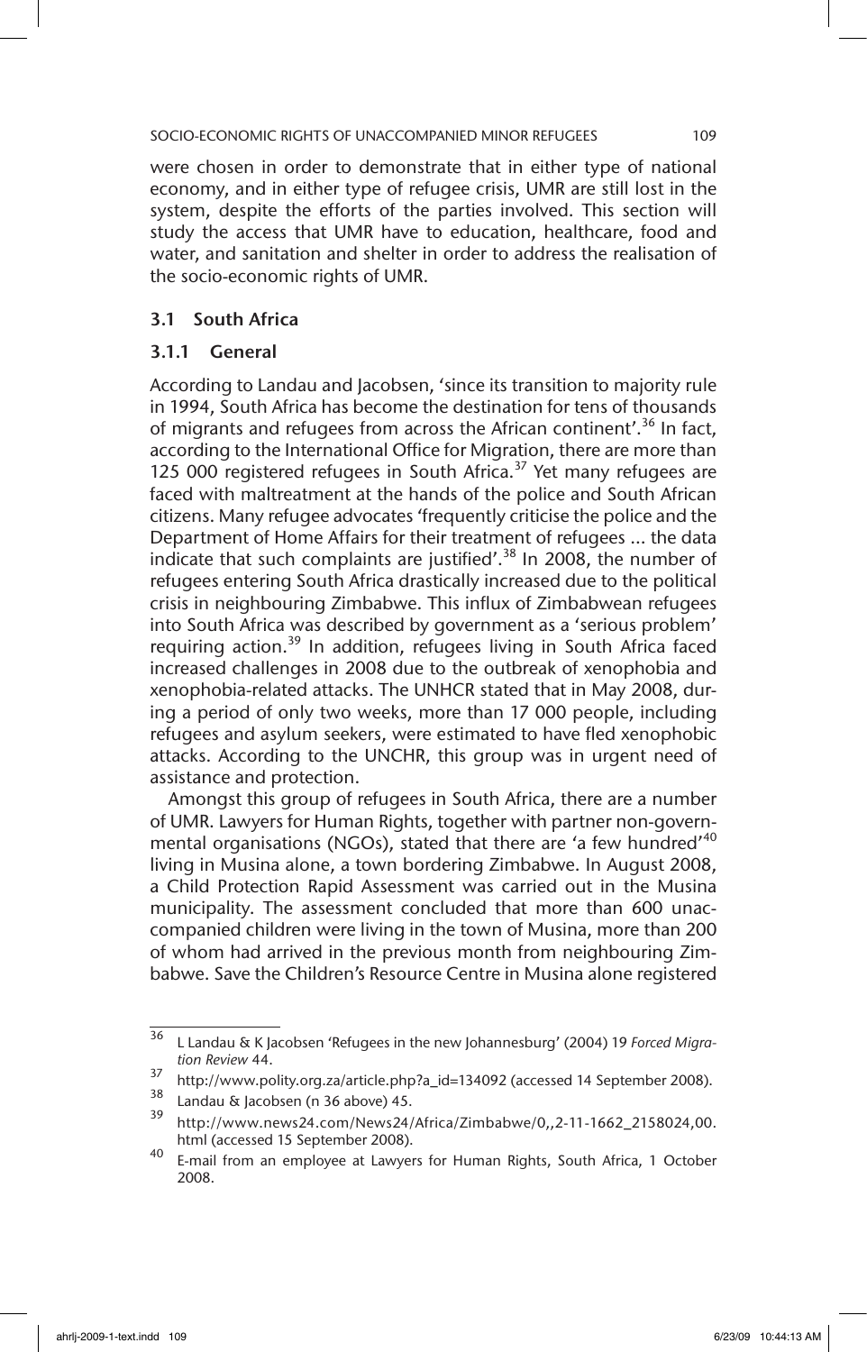were chosen in order to demonstrate that in either type of national economy, and in either type of refugee crisis, UMR are still lost in the system, despite the efforts of the parties involved. This section will study the access that UMR have to education, healthcare, food and water, and sanitation and shelter in order to address the realisation of the socio-economic rights of UMR.

### 3.1 South Africa

#### 3.1.1 General

According to Landau and Jacobsen, 'since its transition to majority rule in 1994, South Africa has become the destination for tens of thousands of migrants and refugees from across the African continent'.[36] In fact, according to the International Office for Migration, there are more than 125 000 registered refugees in South Africa.[37] Yet many refugees are faced with maltreatment at the hands of the police and South African citizens. Many refugee advocates 'frequently criticise the police and the Department of Home Affairs for their treatment of refugees ... the data indicate that such complaints are justified'.[38] In 2008, the number of refugees entering South Africa drastically increased due to the political crisis in neighbouring Zimbabwe. This influx of Zimbabwean refugees into South Africa was described by government as a 'serious problem' requiring action.[39] In addition, refugees living in South Africa faced increased challenges in 2008 due to the outbreak of xenophobia and xenophobia-related attacks. The UNHCR stated that in May 2008, during a period of only two weeks, more than 17 000 people, including refugees and asylum seekers, were estimated to have fled xenophobic attacks. According to the UNCHR, this group was in urgent need of assistance and protection.

Amongst this group of refugees in South Africa, there are a number of UMR. Lawyers for Human Rights, together with partner non-governmental organisations (NGOs), stated that there are 'a few hundred'[40] living in Musina alone, a town bordering Zimbabwe. In August 2008, a Child Protection Rapid Assessment was carried out in the Musina municipality. The assessment concluded that more than 600 unaccompanied children were living in the town of Musina, more than 200 of whom had arrived in the previous month from neighbouring Zimbabwe. Save the Children's Resource Centre in Musina alone registered

---

[36] L Landau & K Jacobsen 'Refugees in the new Johannesburg' (2004) 19 *Forced Migration Review* 44.

[37] http://www.polity.org.za/article.php?a_id=134092 (accessed 14 September 2008).

[38] Landau & Jacobsen (n 36 above) 45.

[39] http://www.news24.com/News24/Africa/Zimbabwe/0,,2-11-1662_2158024,00.html (accessed 15 September 2008).

[40] E-mail from an employee at Lawyers for Human Rights, South Africa, 1 October 2008.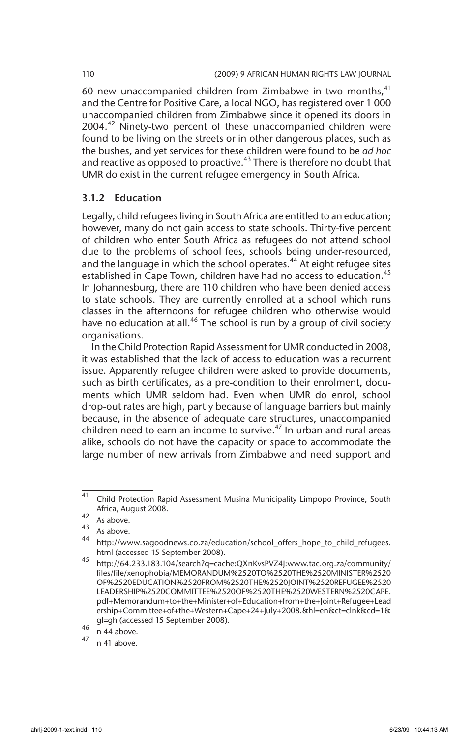60 new unaccompanied children from Zimbabwe in two months,[41] and the Centre for Positive Care, a local NGO, has registered over 1 000 unaccompanied children from Zimbabwe since it opened its doors in 2004.[42] Ninety-two percent of these unaccompanied children were found to be living on the streets or in other dangerous places, such as the bushes, and yet services for these children were found to be *ad hoc* and reactive as opposed to proactive.[43] There is therefore no doubt that UMR do exist in the current refugee emergency in South Africa.

### 3.1.2 Education

Legally, child refugees living in South Africa are entitled to an education; however, many do not gain access to state schools. Thirty-five percent of children who enter South Africa as refugees do not attend school due to the problems of school fees, schools being under-resourced, and the language in which the school operates.[44] At eight refugee sites established in Cape Town, children have had no access to education.[45] In Johannesburg, there are 110 children who have been denied access to state schools. They are currently enrolled at a school which runs classes in the afternoons for refugee children who otherwise would have no education at all.[46] The school is run by a group of civil society organisations.

In the Child Protection Rapid Assessment for UMR conducted in 2008, it was established that the lack of access to education was a recurrent issue. Apparently refugee children were asked to provide documents, such as birth certificates, as a pre-condition to their enrolment, documents which UMR seldom had. Even when UMR do enrol, school drop-out rates are high, partly because of language barriers but mainly because, in the absence of adequate care structures, unaccompanied children need to earn an income to survive.[47] In urban and rural areas alike, schools do not have the capacity or space to accommodate the large number of new arrivals from Zimbabwe and need support and

---

[41] Child Protection Rapid Assessment Musina Municipality Limpopo Province, South Africa, August 2008.

[42] As above.

[43] As above.

[44] http://www.sagoodnews.co.za/education/school_offers_hope_to_child_refugees.html (accessed 15 September 2008).

[45] http://64.233.183.104/search?q=cache:QXnKvsPVZ4J:www.tac.org.za/community/files/file/xenophobia/MEMORANDUM%2520TO%2520THE%2520MINISTER%2520OF%2520EDUCATION%2520FROM%2520THE%2520JOINT%2520REFUGEE%2520LEADERSHIP%2520COMMITTEE%2520OF%2520THE%2520WESTERN%2520CAPE.pdf+Memorandum+to+the+Minister+of+Education+from+the+Joint+Refugee+Leadership+Committee+of+the+Western+Cape+24+July+2008.&hl=en&ct=clnk&cd=1&gl=gh (accessed 15 September 2008).

[46] n 44 above.

[47] n 41 above.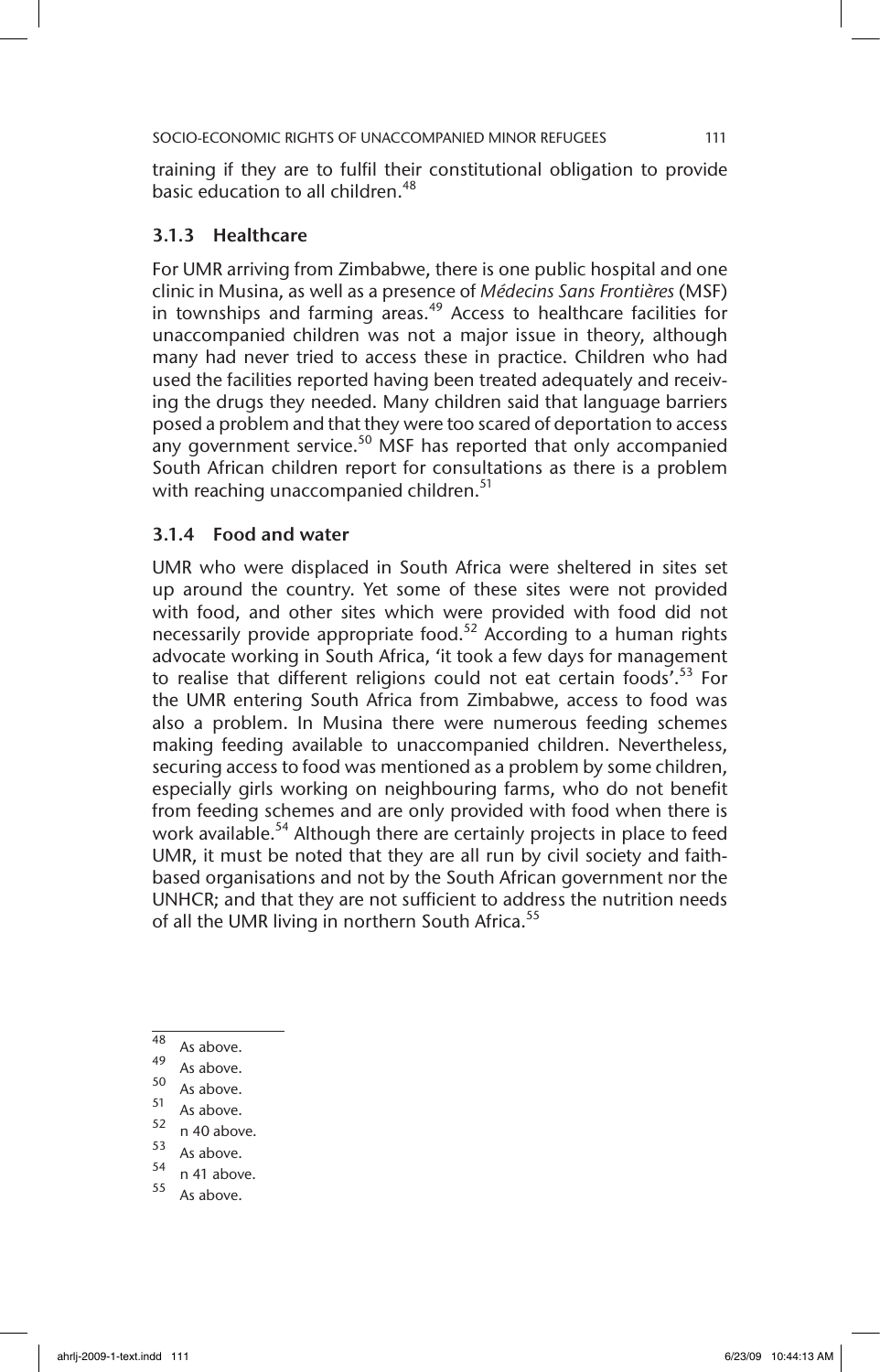training if they are to fulfil their constitutional obligation to provide basic education to all children.[48]

### 3.1.3 Healthcare

For UMR arriving from Zimbabwe, there is one public hospital and one clinic in Musina, as well as a presence of *Médecins Sans Frontières* (MSF) in townships and farming areas.[49] Access to healthcare facilities for unaccompanied children was not a major issue in theory, although many had never tried to access these in practice. Children who had used the facilities reported having been treated adequately and receiving the drugs they needed. Many children said that language barriers posed a problem and that they were too scared of deportation to access any government service.[50] MSF has reported that only accompanied South African children report for consultations as there is a problem with reaching unaccompanied children.[51]

### 3.1.4 Food and water

UMR who were displaced in South Africa were sheltered in sites set up around the country. Yet some of these sites were not provided with food, and other sites which were provided with food did not necessarily provide appropriate food.[52] According to a human rights advocate working in South Africa, 'it took a few days for management to realise that different religions could not eat certain foods'.[53] For the UMR entering South Africa from Zimbabwe, access to food was also a problem. In Musina there were numerous feeding schemes making feeding available to unaccompanied children. Nevertheless, securing access to food was mentioned as a problem by some children, especially girls working on neighbouring farms, who do not benefit from feeding schemes and are only provided with food when there is work available.[54] Although there are certainly projects in place to feed UMR, it must be noted that they are all run by civil society and faith-based organisations and not by the South African government nor the UNHCR; and that they are not sufficient to address the nutrition needs of all the UMR living in northern South Africa.[55]

---

48 As above.
49 As above.
50 As above.
51 As above.
52 n 40 above.
53 As above.
54 n 41 above.
55 As above.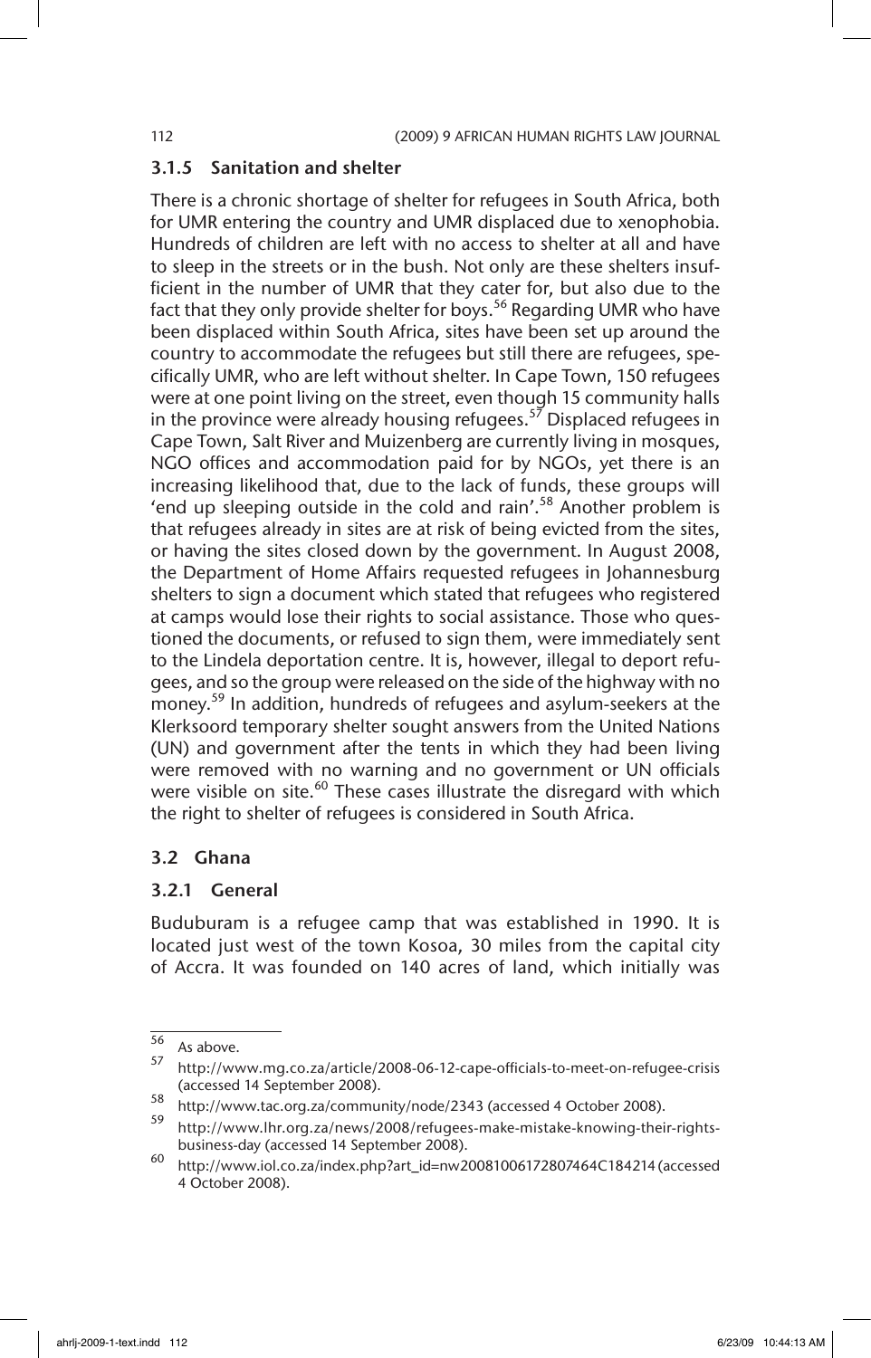### 3.1.5 Sanitation and shelter

There is a chronic shortage of shelter for refugees in South Africa, both for UMR entering the country and UMR displaced due to xenophobia. Hundreds of children are left with no access to shelter at all and have to sleep in the streets or in the bush. Not only are these shelters insufficient in the number of UMR that they cater for, but also due to the fact that they only provide shelter for boys.[56] Regarding UMR who have been displaced within South Africa, sites have been set up around the country to accommodate the refugees but still there are refugees, specifically UMR, who are left without shelter. In Cape Town, 150 refugees were at one point living on the street, even though 15 community halls in the province were already housing refugees.[57] Displaced refugees in Cape Town, Salt River and Muizenberg are currently living in mosques, NGO offices and accommodation paid for by NGOs, yet there is an increasing likelihood that, due to the lack of funds, these groups will 'end up sleeping outside in the cold and rain'.[58] Another problem is that refugees already in sites are at risk of being evicted from the sites, or having the sites closed down by the government. In August 2008, the Department of Home Affairs requested refugees in Johannesburg shelters to sign a document which stated that refugees who registered at camps would lose their rights to social assistance. Those who questioned the documents, or refused to sign them, were immediately sent to the Lindela deportation centre. It is, however, illegal to deport refugees, and so the group were released on the side of the highway with no money.[59] In addition, hundreds of refugees and asylum-seekers at the Klerksoord temporary shelter sought answers from the United Nations (UN) and government after the tents in which they had been living were removed with no warning and no government or UN officials were visible on site.[60] These cases illustrate the disregard with which the right to shelter of refugees is considered in South Africa.

## 3.2 Ghana

### 3.2.1 General

Buduburam is a refugee camp that was established in 1990. It is located just west of the town Kosoa, 30 miles from the capital city of Accra. It was founded on 140 acres of land, which initially was

---

56 As above.

57 http://www.mg.co.za/article/2008-06-12-cape-officials-to-meet-on-refugee-crisis (accessed 14 September 2008).

58 http://www.tac.org.za/community/node/2343 (accessed 4 October 2008).

59 http://www.lhr.org.za/news/2008/refugees-make-mistake-knowing-their-rights-business-day (accessed 14 September 2008).

60 http://www.iol.co.za/index.php?art_id=nw20081006172807464C184214 (accessed 4 October 2008).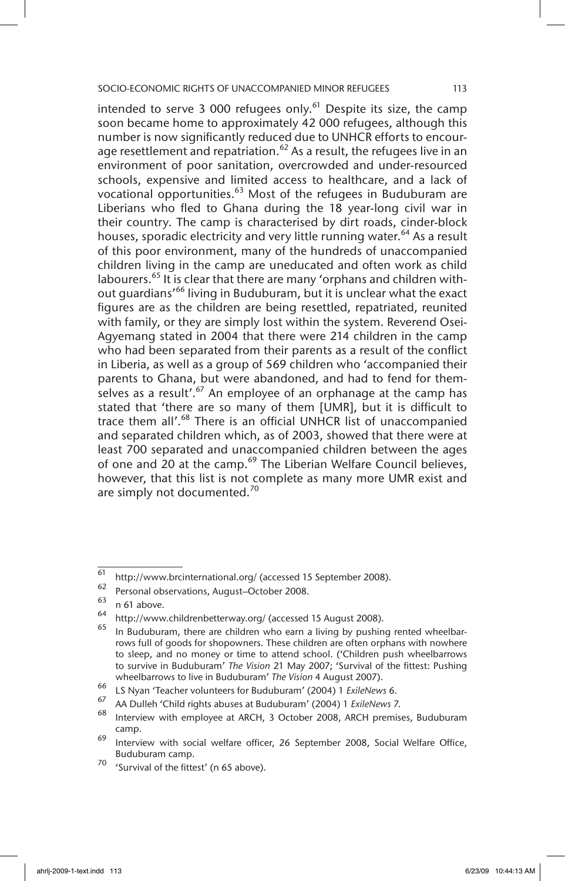intended to serve 3 000 refugees only.[61] Despite its size, the camp soon became home to approximately 42 000 refugees, although this number is now significantly reduced due to UNHCR efforts to encourage resettlement and repatriation.[62] As a result, the refugees live in an environment of poor sanitation, overcrowded and under-resourced schools, expensive and limited access to healthcare, and a lack of vocational opportunities.[63] Most of the refugees in Buduburam are Liberians who fled to Ghana during the 18 year-long civil war in their country. The camp is characterised by dirt roads, cinder-block houses, sporadic electricity and very little running water.[64] As a result of this poor environment, many of the hundreds of unaccompanied children living in the camp are uneducated and often work as child labourers.[65] It is clear that there are many 'orphans and children without guardians'[66] living in Buduburam, but it is unclear what the exact figures are as the children are being resettled, repatriated, reunited with family, or they are simply lost within the system. Reverend Osei-Agyemang stated in 2004 that there were 214 children in the camp who had been separated from their parents as a result of the conflict in Liberia, as well as a group of 569 children who 'accompanied their parents to Ghana, but were abandoned, and had to fend for themselves as a result'.[67] An employee of an orphanage at the camp has stated that 'there are so many of them [UMR], but it is difficult to trace them all'.[68] There is an official UNHCR list of unaccompanied and separated children which, as of 2003, showed that there were at least 700 separated and unaccompanied children between the ages of one and 20 at the camp.[69] The Liberian Welfare Council believes, however, that this list is not complete as many more UMR exist and are simply not documented.[70]

---

61 http://www.brcinternational.org/ (accessed 15 September 2008).

62 Personal observations, August–October 2008.

63 n 61 above.

64 http://www.childrenbetterway.org/ (accessed 15 August 2008).

65 In Buduburam, there are children who earn a living by pushing rented wheelbarrows full of goods for shopowners. These children are often orphans with nowhere to sleep, and no money or time to attend school. ('Children push wheelbarrows to survive in Buduburam' *The Vision* 21 May 2007; 'Survival of the fittest: Pushing wheelbarrows to live in Buduburam' *The Vision* 4 August 2007).

66 LS Nyan 'Teacher volunteers for Buduburam' (2004) 1 *ExileNews* 6.

67 AA Dulleh 'Child rights abuses at Buduburam' (2004) 1 *ExileNews* 7.

68 Interview with employee at ARCH, 3 October 2008, ARCH premises, Buduburam camp.

69 Interview with social welfare officer, 26 September 2008, Social Welfare Office, Buduburam camp.

70 'Survival of the fittest' (n 65 above).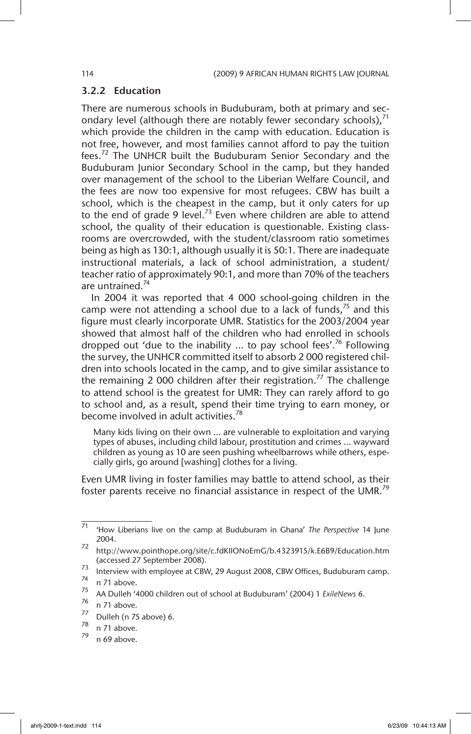### 3.2.2 Education

There are numerous schools in Buduburam, both at primary and secondary level (although there are notably fewer secondary schools),[71] which provide the children in the camp with education. Education is not free, however, and most families cannot afford to pay the tuition fees.[72] The UNHCR built the Buduburam Senior Secondary and the Buduburam Junior Secondary School in the camp, but they handed over management of the school to the Liberian Welfare Council, and the fees are now too expensive for most refugees. CBW has built a school, which is the cheapest in the camp, but it only caters for up to the end of grade 9 level.[73] Even where children are able to attend school, the quality of their education is questionable. Existing classrooms are overcrowded, with the student/classroom ratio sometimes being as high as 130:1, although usually it is 50:1. There are inadequate instructional materials, a lack of school administration, a student/teacher ratio of approximately 90:1, and more than 70% of the teachers are untrained.[74]

In 2004 it was reported that 4 000 school-going children in the camp were not attending a school due to a lack of funds,[75] and this figure must clearly incorporate UMR. Statistics for the 2003/2004 year showed that almost half of the children who had enrolled in schools dropped out 'due to the inability ... to pay school fees'.[76] Following the survey, the UNHCR committed itself to absorb 2 000 registered children into schools located in the camp, and to give similar assistance to the remaining 2 000 children after their registration.[77] The challenge to attend school is the greatest for UMR: They can rarely afford to go to school and, as a result, spend their time trying to earn money, or become involved in adult activities.[78]

> Many kids living on their own ... are vulnerable to exploitation and varying types of abuses, including child labour, prostitution and crimes ... wayward children as young as 10 are seen pushing wheelbarrows while others, especially girls, go around [washing] clothes for a living.

Even UMR living in foster families may battle to attend school, as their foster parents receive no financial assistance in respect of the UMR.[79]

---

[71] 'How Liberians live on the camp at Buduburam in Ghana' *The Perspective* 14 June 2004.

[72] http://www.pointhope.org/site/c.fdKIIONoEmG/b.4323915/k.E6B9/Education.htm (accessed 27 September 2008).

[73] Interview with employee at CBW, 29 August 2008, CBW Offices, Buduburam camp.

[74] n 71 above.

[75] AA Dulleh '4000 children out of school at Buduburam' (2004) 1 *ExileNews* 6.

[76] n 71 above.

[77] Dulleh (n 75 above) 6.

[78] n 71 above.

[79] n 69 above.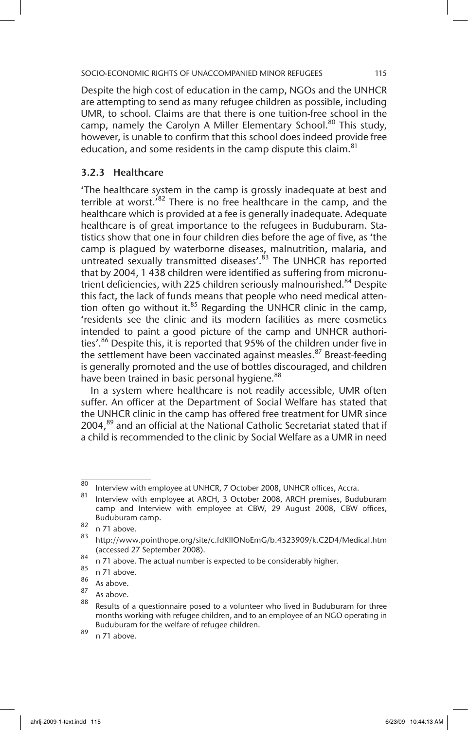Despite the high cost of education in the camp, NGOs and the UNHCR are attempting to send as many refugee children as possible, including UMR, to school. Claims are that there is one tuition-free school in the camp, namely the Carolyn A Miller Elementary School.[80] This study, however, is unable to confirm that this school does indeed provide free education, and some residents in the camp dispute this claim.[81]

### 3.2.3 Healthcare

'The healthcare system in the camp is grossly inadequate at best and terrible at worst.'[82] There is no free healthcare in the camp, and the healthcare which is provided at a fee is generally inadequate. Adequate healthcare is of great importance to the refugees in Buduburam. Statistics show that one in four children dies before the age of five, as 'the camp is plagued by waterborne diseases, malnutrition, malaria, and untreated sexually transmitted diseases'.[83] The UNHCR has reported that by 2004, 1 438 children were identified as suffering from micronutrient deficiencies, with 225 children seriously malnourished.[84] Despite this fact, the lack of funds means that people who need medical attention often go without it.[85] Regarding the UNHCR clinic in the camp, 'residents see the clinic and its modern facilities as mere cosmetics intended to paint a good picture of the camp and UNHCR authorities'.[86] Despite this, it is reported that 95% of the children under five in the settlement have been vaccinated against measles.[87] Breast-feeding is generally promoted and the use of bottles discouraged, and children have been trained in basic personal hygiene.[88]

In a system where healthcare is not readily accessible, UMR often suffer. An officer at the Department of Social Welfare has stated that the UNHCR clinic in the camp has offered free treatment for UMR since 2004,[89] and an official at the National Catholic Secretariat stated that if a child is recommended to the clinic by Social Welfare as a UMR in need

---

80 Interview with employee at UNHCR, 7 October 2008, UNHCR offices, Accra.

81 Interview with employee at ARCH, 3 October 2008, ARCH premises, Buduburam camp and Interview with employee at CBW, 29 August 2008, CBW offices, Buduburam camp.

82 n 71 above.

83 http://www.pointhope.org/site/c.fdKIIONoEmG/b.4323909/k.C2D4/Medical.htm (accessed 27 September 2008).

84 n 71 above. The actual number is expected to be considerably higher.

85 n 71 above.

86 As above.

87 As above.

88 Results of a questionnaire posed to a volunteer who lived in Buduburam for three months working with refugee children, and to an employee of an NGO operating in Buduburam for the welfare of refugee children.

89 n 71 above.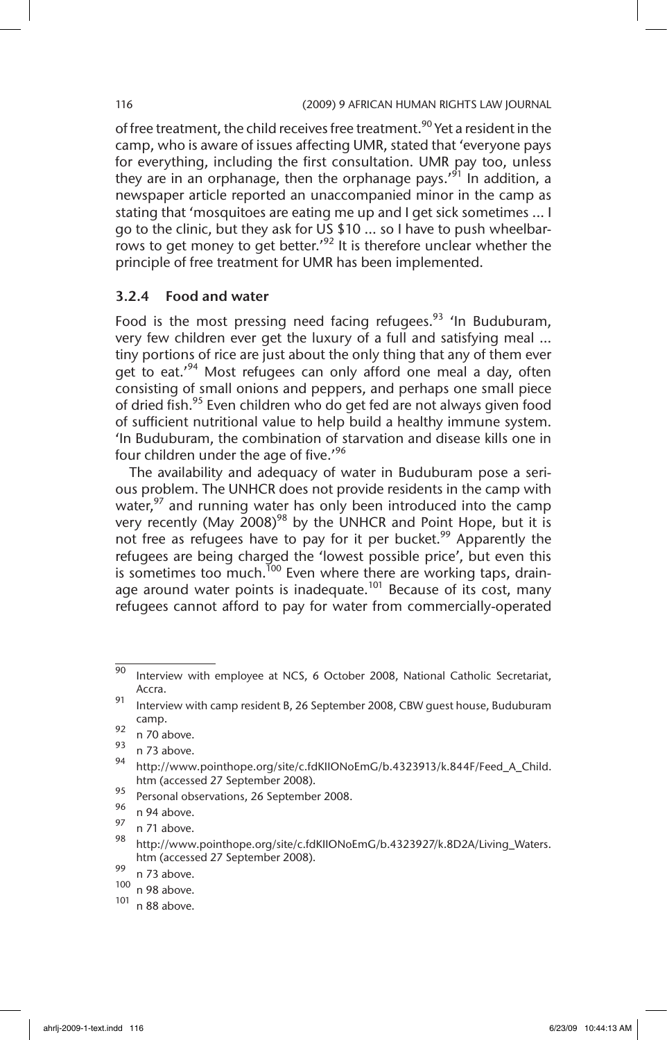of free treatment, the child receives free treatment.[90] Yet a resident in the camp, who is aware of issues affecting UMR, stated that 'everyone pays for everything, including the first consultation. UMR pay too, unless they are in an orphanage, then the orphanage pays.'[91] In addition, a newspaper article reported an unaccompanied minor in the camp as stating that 'mosquitoes are eating me up and I get sick sometimes ... I go to the clinic, but they ask for US $10 ... so I have to push wheelbarrows to get money to get better.'[92] It is therefore unclear whether the principle of free treatment for UMR has been implemented.

### 3.2.4 Food and water

Food is the most pressing need facing refugees.[93] 'In Buduburam, very few children ever get the luxury of a full and satisfying meal ... tiny portions of rice are just about the only thing that any of them ever get to eat.'[94] Most refugees can only afford one meal a day, often consisting of small onions and peppers, and perhaps one small piece of dried fish.[95] Even children who do get fed are not always given food of sufficient nutritional value to help build a healthy immune system. 'In Buduburam, the combination of starvation and disease kills one in four children under the age of five.'[96]

The availability and adequacy of water in Buduburam pose a serious problem. The UNHCR does not provide residents in the camp with water,[97] and running water has only been introduced into the camp very recently (May 2008)[98] by the UNHCR and Point Hope, but it is not free as refugees have to pay for it per bucket.[99] Apparently the refugees are being charged the 'lowest possible price', but even this is sometimes too much.[100] Even where there are working taps, drainage around water points is inadequate.[101] Because of its cost, many refugees cannot afford to pay for water from commercially-operated

---

90 Interview with employee at NCS, 6 October 2008, National Catholic Secretariat, Accra.

91 Interview with camp resident B, 26 September 2008, CBW guest house, Buduburam camp.

92 n 70 above.

93 n 73 above.

94 http://www.pointhope.org/site/c.fdKIIONoEmG/b.4323913/k.844F/Feed_A_Child.htm (accessed 27 September 2008).

95 Personal observations, 26 September 2008.

96 n 94 above.

97 n 71 above.

98 http://www.pointhope.org/site/c.fdKIIONoEmG/b.4323927/k.8D2A/Living_Waters.htm (accessed 27 September 2008).

99 n 73 above.

100 n 98 above.

101 n 88 above.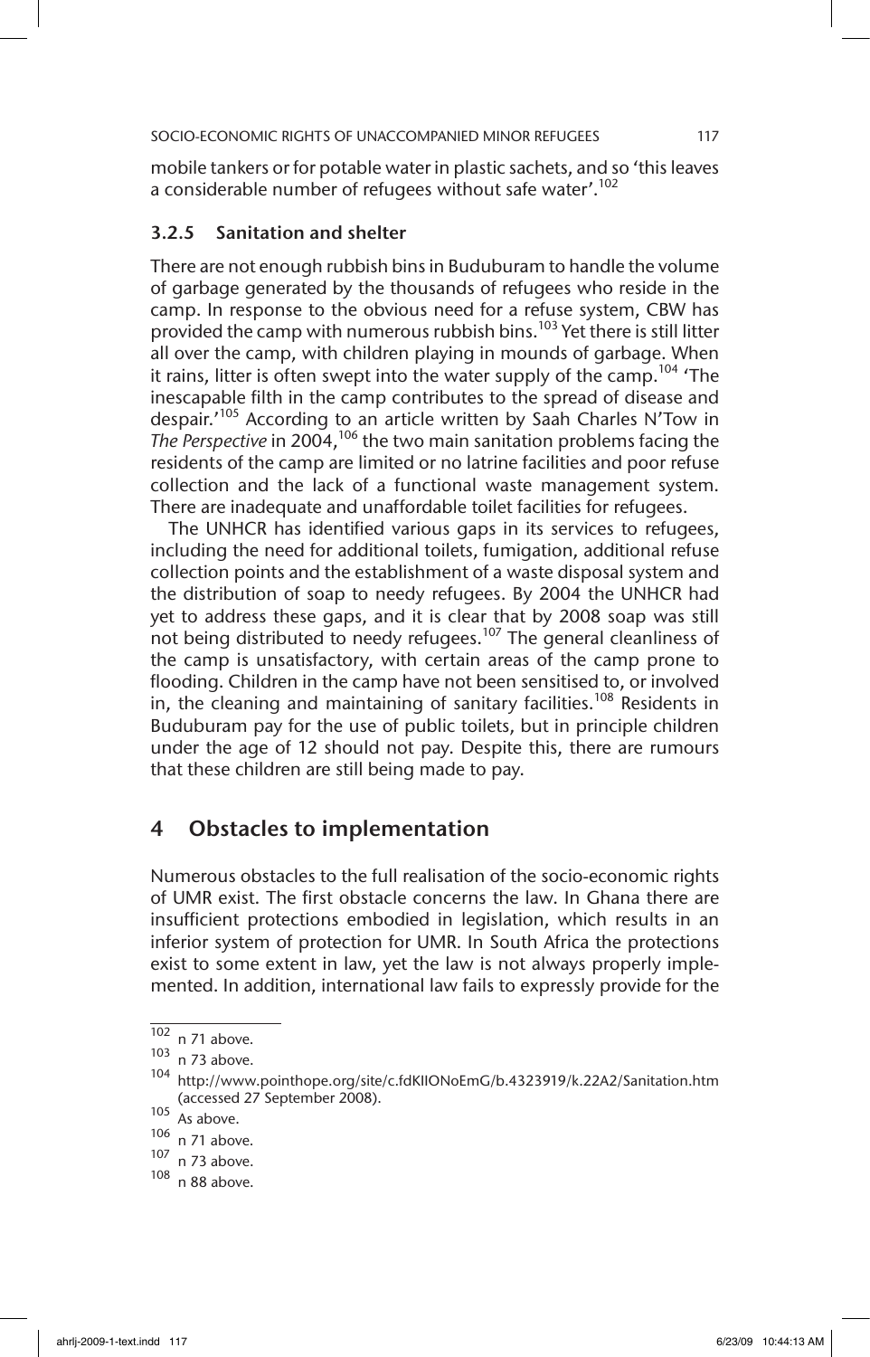mobile tankers or for potable water in plastic sachets, and so 'this leaves a considerable number of refugees without safe water'.[102]

### 3.2.5 Sanitation and shelter

There are not enough rubbish bins in Buduburam to handle the volume of garbage generated by the thousands of refugees who reside in the camp. In response to the obvious need for a refuse system, CBW has provided the camp with numerous rubbish bins.[103] Yet there is still litter all over the camp, with children playing in mounds of garbage. When it rains, litter is often swept into the water supply of the camp.[104] 'The inescapable filth in the camp contributes to the spread of disease and despair.'[105] According to an article written by Saah Charles N'Tow in *The Perspective* in 2004,[106] the two main sanitation problems facing the residents of the camp are limited or no latrine facilities and poor refuse collection and the lack of a functional waste management system. There are inadequate and unaffordable toilet facilities for refugees.

The UNHCR has identified various gaps in its services to refugees, including the need for additional toilets, fumigation, additional refuse collection points and the establishment of a waste disposal system and the distribution of soap to needy refugees. By 2004 the UNHCR had yet to address these gaps, and it is clear that by 2008 soap was still not being distributed to needy refugees.[107] The general cleanliness of the camp is unsatisfactory, with certain areas of the camp prone to flooding. Children in the camp have not been sensitised to, or involved in, the cleaning and maintaining of sanitary facilities.[108] Residents in Buduburam pay for the use of public toilets, but in principle children under the age of 12 should not pay. Despite this, there are rumours that these children are still being made to pay.

## 4 Obstacles to implementation

Numerous obstacles to the full realisation of the socio-economic rights of UMR exist. The first obstacle concerns the law. In Ghana there are insufficient protections embodied in legislation, which results in an inferior system of protection for UMR. In South Africa the protections exist to some extent in law, yet the law is not always properly implemented. In addition, international law fails to expressly provide for the

---

[102] n 71 above.

[103] n 73 above.

[104] http://www.pointhope.org/site/c.fdKIIONoEmG/b.4323919/k.22A2/Sanitation.htm (accessed 27 September 2008).

[105] As above.

[106] n 71 above.

[107] n 73 above.

[108] n 88 above.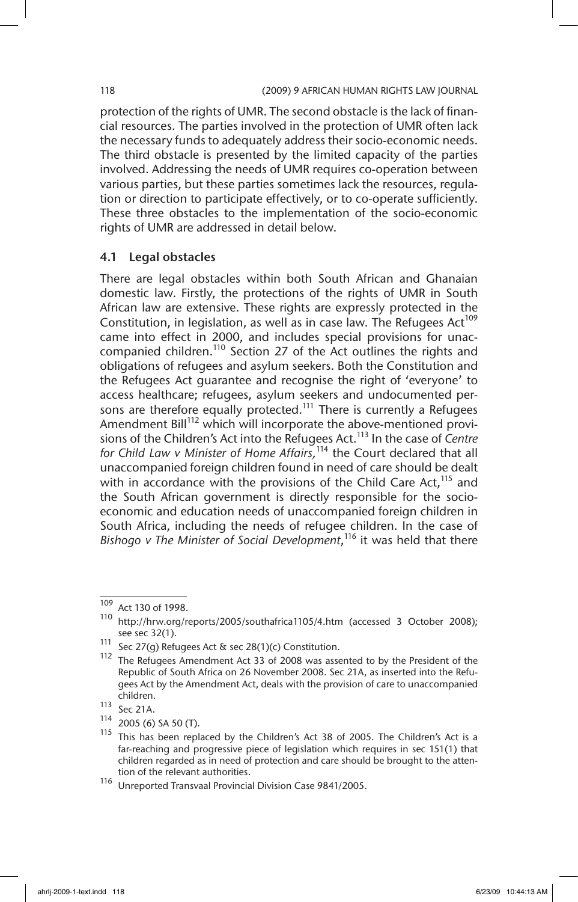protection of the rights of UMR. The second obstacle is the lack of financial resources. The parties involved in the protection of UMR often lack the necessary funds to adequately address their socio-economic needs. The third obstacle is presented by the limited capacity of the parties involved. Addressing the needs of UMR requires co-operation between various parties, but these parties sometimes lack the resources, regulation or direction to participate effectively, or to co-operate sufficiently. These three obstacles to the implementation of the socio-economic rights of UMR are addressed in detail below.

### 4.1 Legal obstacles

There are legal obstacles within both South African and Ghanaian domestic law. Firstly, the protections of the rights of UMR in South African law are extensive. These rights are expressly protected in the Constitution, in legislation, as well as in case law. The Refugees Act[109] came into effect in 2000, and includes special provisions for unaccompanied children.[110] Section 27 of the Act outlines the rights and obligations of refugees and asylum seekers. Both the Constitution and the Refugees Act guarantee and recognise the right of 'everyone' to access healthcare; refugees, asylum seekers and undocumented persons are therefore equally protected.[111] There is currently a Refugees Amendment Bill[112] which will incorporate the above-mentioned provisions of the Children's Act into the Refugees Act.[113] In the case of *Centre for Child Law v Minister of Home Affairs,*[114] the Court declared that all unaccompanied foreign children found in need of care should be dealt with in accordance with the provisions of the Child Care Act,[115] and the South African government is directly responsible for the socio-economic and education needs of unaccompanied foreign children in South Africa, including the needs of refugee children. In the case of *Bishogo v The Minister of Social Development*,[116] it was held that there

---

[109] Act 130 of 1998.

[110] http://hrw.org/reports/2005/southafrica1105/4.htm (accessed 3 October 2008); see sec 32(1).

[111] Sec 27(g) Refugees Act & sec 28(1)(c) Constitution.

[112] The Refugees Amendment Act 33 of 2008 was assented to by the President of the Republic of South Africa on 26 November 2008. Sec 21A, as inserted into the Refugees Act by the Amendment Act, deals with the provision of care to unaccompanied children.

[113] Sec 21A.

[114] 2005 (6) SA 50 (T).

[115] This has been replaced by the Children's Act 38 of 2005. The Children's Act is a far-reaching and progressive piece of legislation which requires in sec 151(1) that children regarded as in need of protection and care should be brought to the attention of the relevant authorities.

[116] Unreported Transvaal Provincial Division Case 9841/2005.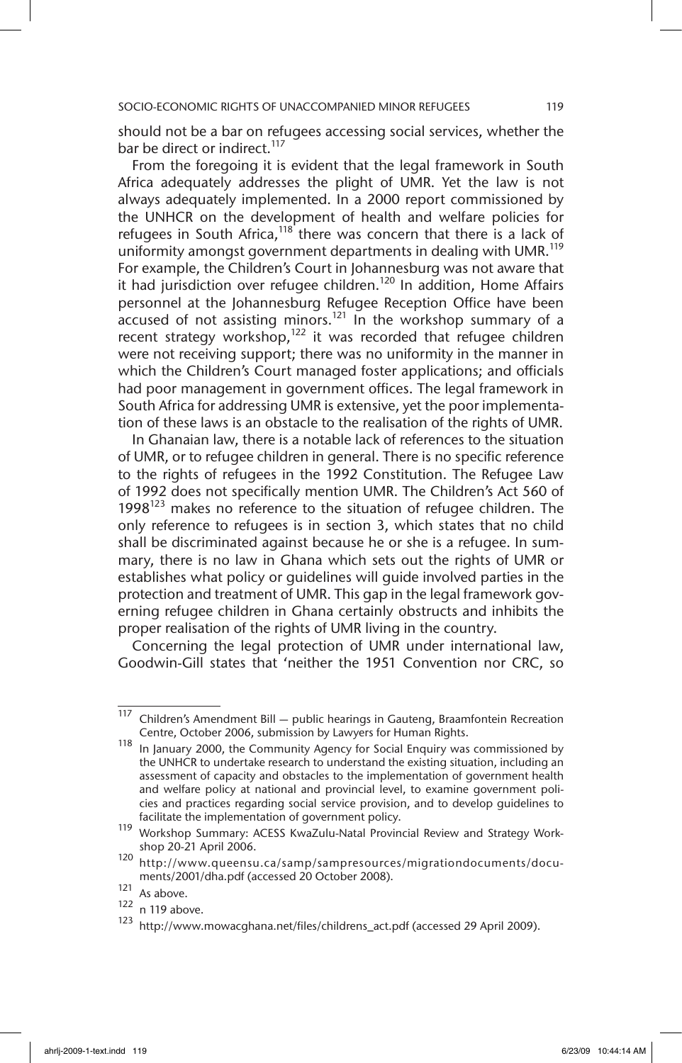should not be a bar on refugees accessing social services, whether the bar be direct or indirect.[117]

From the foregoing it is evident that the legal framework in South Africa adequately addresses the plight of UMR. Yet the law is not always adequately implemented. In a 2000 report commissioned by the UNHCR on the development of health and welfare policies for refugees in South Africa,[118] there was concern that there is a lack of uniformity amongst government departments in dealing with UMR.[119] For example, the Children's Court in Johannesburg was not aware that it had jurisdiction over refugee children.[120] In addition, Home Affairs personnel at the Johannesburg Refugee Reception Office have been accused of not assisting minors.[121] In the workshop summary of a recent strategy workshop,[122] it was recorded that refugee children were not receiving support; there was no uniformity in the manner in which the Children's Court managed foster applications; and officials had poor management in government offices. The legal framework in South Africa for addressing UMR is extensive, yet the poor implementation of these laws is an obstacle to the realisation of the rights of UMR.

In Ghanaian law, there is a notable lack of references to the situation of UMR, or to refugee children in general. There is no specific reference to the rights of refugees in the 1992 Constitution. The Refugee Law of 1992 does not specifically mention UMR. The Children's Act 560 of 1998[123] makes no reference to the situation of refugee children. The only reference to refugees is in section 3, which states that no child shall be discriminated against because he or she is a refugee. In summary, there is no law in Ghana which sets out the rights of UMR or establishes what policy or guidelines will guide involved parties in the protection and treatment of UMR. This gap in the legal framework governing refugee children in Ghana certainly obstructs and inhibits the proper realisation of the rights of UMR living in the country.

Concerning the legal protection of UMR under international law, Goodwin-Gill states that 'neither the 1951 Convention nor CRC, so

---

[117] Children's Amendment Bill — public hearings in Gauteng, Braamfontein Recreation Centre, October 2006, submission by Lawyers for Human Rights.

[118] In January 2000, the Community Agency for Social Enquiry was commissioned by the UNHCR to undertake research to understand the existing situation, including an assessment of capacity and obstacles to the implementation of government health and welfare policy at national and provincial level, to examine government policies and practices regarding social service provision, and to develop guidelines to facilitate the implementation of government policy.

[119] Workshop Summary: ACESS KwaZulu-Natal Provincial Review and Strategy Workshop 20-21 April 2006.

[120] http://www.queensu.ca/samp/sampresources/migrationdocuments/documents/2001/dha.pdf (accessed 20 October 2008).

[121] As above.

[122] n 119 above.

[123] http://www.mowacghana.net/files/childrens_act.pdf (accessed 29 April 2009).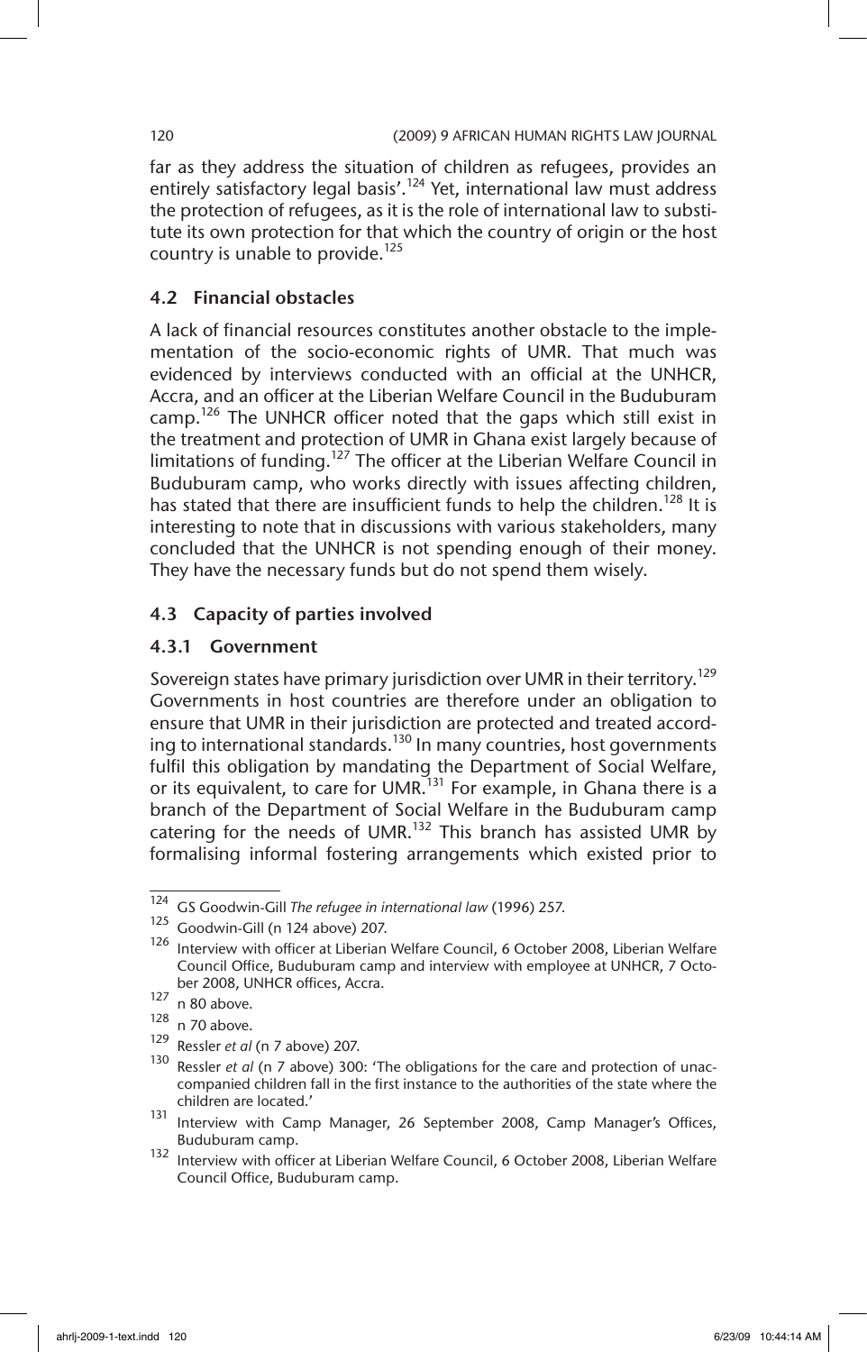far as they address the situation of children as refugees, provides an entirely satisfactory legal basis'.[124] Yet, international law must address the protection of refugees, as it is the role of international law to substitute its own protection for that which the country of origin or the host country is unable to provide.[125]

### 4.2 Financial obstacles

A lack of financial resources constitutes another obstacle to the implementation of the socio-economic rights of UMR. That much was evidenced by interviews conducted with an official at the UNHCR, Accra, and an officer at the Liberian Welfare Council in the Buduburam camp.[126] The UNHCR officer noted that the gaps which still exist in the treatment and protection of UMR in Ghana exist largely because of limitations of funding.[127] The officer at the Liberian Welfare Council in Buduburam camp, who works directly with issues affecting children, has stated that there are insufficient funds to help the children.[128] It is interesting to note that in discussions with various stakeholders, many concluded that the UNHCR is not spending enough of their money. They have the necessary funds but do not spend them wisely.

### 4.3 Capacity of parties involved

#### 4.3.1 Government

Sovereign states have primary jurisdiction over UMR in their territory.[129] Governments in host countries are therefore under an obligation to ensure that UMR in their jurisdiction are protected and treated according to international standards.[130] In many countries, host governments fulfil this obligation by mandating the Department of Social Welfare, or its equivalent, to care for UMR.[131] For example, in Ghana there is a branch of the Department of Social Welfare in the Buduburam camp catering for the needs of UMR.[132] This branch has assisted UMR by formalising informal fostering arrangements which existed prior to

---

[124] GS Goodwin-Gill *The refugee in international law* (1996) 257.

[125] Goodwin-Gill (n 124 above) 207.

[126] Interview with officer at Liberian Welfare Council, 6 October 2008, Liberian Welfare Council Office, Buduburam camp and interview with employee at UNHCR, 7 October 2008, UNHCR offices, Accra.

[127] n 80 above.

[128] n 70 above.

[129] Ressler *et al* (n 7 above) 207.

[130] Ressler *et al* (n 7 above) 300: 'The obligations for the care and protection of unaccompanied children fall in the first instance to the authorities of the state where the children are located.'

[131] Interview with Camp Manager, 26 September 2008, Camp Manager's Offices, Buduburam camp.

[132] Interview with officer at Liberian Welfare Council, 6 October 2008, Liberian Welfare Council Office, Buduburam camp.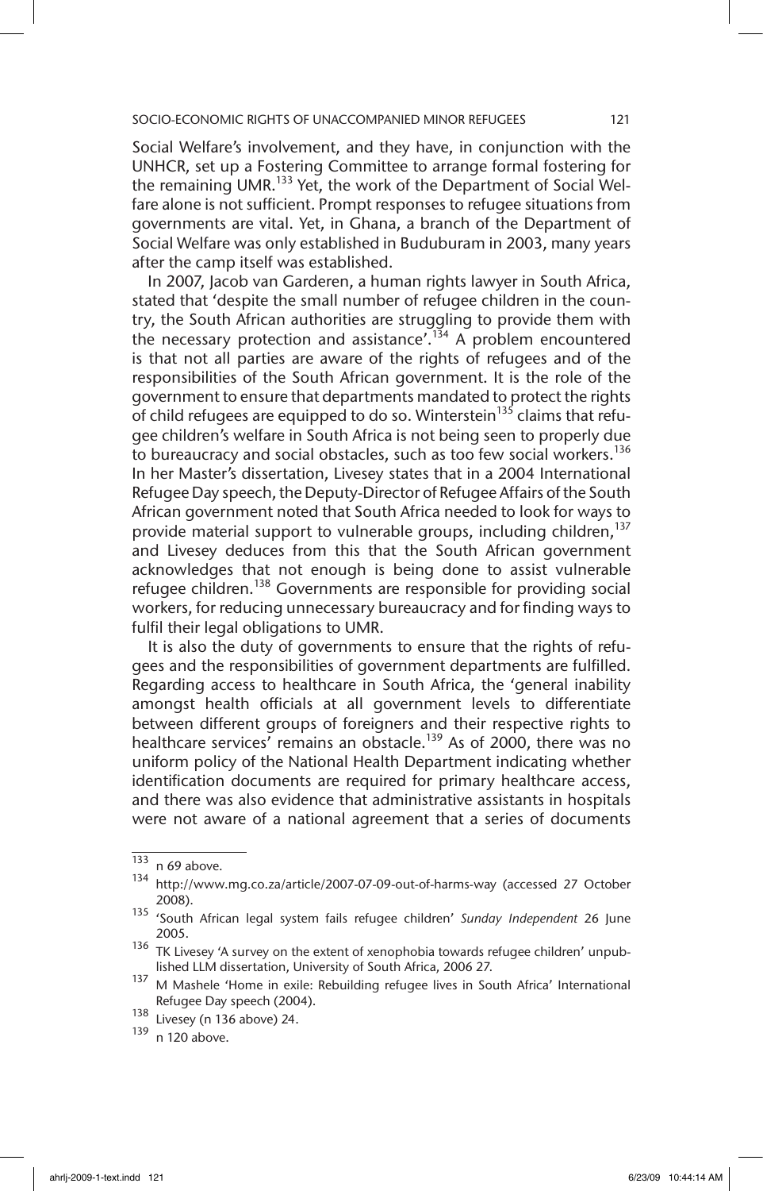Social Welfare's involvement, and they have, in conjunction with the UNHCR, set up a Fostering Committee to arrange formal fostering for the remaining UMR.[133] Yet, the work of the Department of Social Welfare alone is not sufficient. Prompt responses to refugee situations from governments are vital. Yet, in Ghana, a branch of the Department of Social Welfare was only established in Buduburam in 2003, many years after the camp itself was established.

In 2007, Jacob van Garderen, a human rights lawyer in South Africa, stated that 'despite the small number of refugee children in the country, the South African authorities are struggling to provide them with the necessary protection and assistance'.[134] A problem encountered is that not all parties are aware of the rights of refugees and of the responsibilities of the South African government. It is the role of the government to ensure that departments mandated to protect the rights of child refugees are equipped to do so. Winterstein[135] claims that refugee children's welfare in South Africa is not being seen to properly due to bureaucracy and social obstacles, such as too few social workers.[136] In her Master's dissertation, Livesey states that in a 2004 International Refugee Day speech, the Deputy-Director of Refugee Affairs of the South African government noted that South Africa needed to look for ways to provide material support to vulnerable groups, including children,[137] and Livesey deduces from this that the South African government acknowledges that not enough is being done to assist vulnerable refugee children.[138] Governments are responsible for providing social workers, for reducing unnecessary bureaucracy and for finding ways to fulfil their legal obligations to UMR.

It is also the duty of governments to ensure that the rights of refugees and the responsibilities of government departments are fulfilled. Regarding access to healthcare in South Africa, the 'general inability amongst health officials at all government levels to differentiate between different groups of foreigners and their respective rights to healthcare services' remains an obstacle.[139] As of 2000, there was no uniform policy of the National Health Department indicating whether identification documents are required for primary healthcare access, and there was also evidence that administrative assistants in hospitals were not aware of a national agreement that a series of documents

---

133 n 69 above.

134 http://www.mg.co.za/article/2007-07-09-out-of-harms-way (accessed 27 October 2008).

135 'South African legal system fails refugee children' *Sunday Independent* 26 June 2005.

136 TK Livesey 'A survey on the extent of xenophobia towards refugee children' unpublished LLM dissertation, University of South Africa, 2006 27.

137 M Mashele 'Home in exile: Rebuilding refugee lives in South Africa' International Refugee Day speech (2004).

138 Livesey (n 136 above) 24.

139 n 120 above.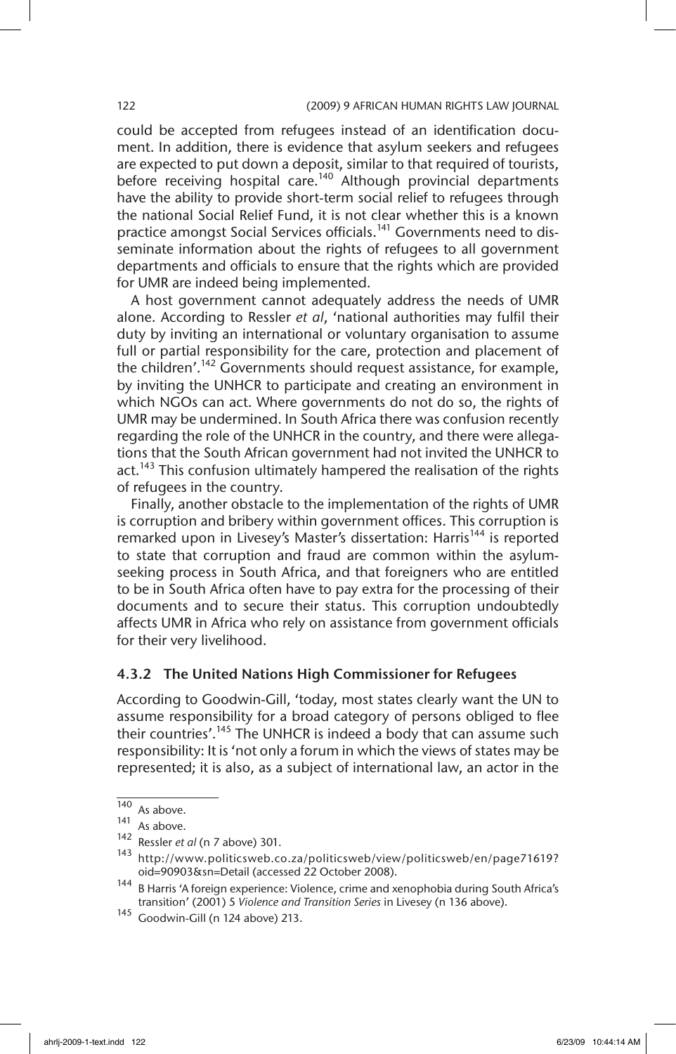could be accepted from refugees instead of an identification document. In addition, there is evidence that asylum seekers and refugees are expected to put down a deposit, similar to that required of tourists, before receiving hospital care.[140] Although provincial departments have the ability to provide short-term social relief to refugees through the national Social Relief Fund, it is not clear whether this is a known practice amongst Social Services officials.[141] Governments need to disseminate information about the rights of refugees to all government departments and officials to ensure that the rights which are provided for UMR are indeed being implemented.

A host government cannot adequately address the needs of UMR alone. According to Ressler *et al*, 'national authorities may fulfil their duty by inviting an international or voluntary organisation to assume full or partial responsibility for the care, protection and placement of the children'.[142] Governments should request assistance, for example, by inviting the UNHCR to participate and creating an environment in which NGOs can act. Where governments do not do so, the rights of UMR may be undermined. In South Africa there was confusion recently regarding the role of the UNHCR in the country, and there were allegations that the South African government had not invited the UNHCR to act.[143] This confusion ultimately hampered the realisation of the rights of refugees in the country.

Finally, another obstacle to the implementation of the rights of UMR is corruption and bribery within government offices. This corruption is remarked upon in Livesey's Master's dissertation: Harris[144] is reported to state that corruption and fraud are common within the asylum-seeking process in South Africa, and that foreigners who are entitled to be in South Africa often have to pay extra for the processing of their documents and to secure their status. This corruption undoubtedly affects UMR in Africa who rely on assistance from government officials for their very livelihood.

### 4.3.2 The United Nations High Commissioner for Refugees

According to Goodwin-Gill, 'today, most states clearly want the UN to assume responsibility for a broad category of persons obliged to flee their countries'.[145] The UNHCR is indeed a body that can assume such responsibility: It is 'not only a forum in which the views of states may be represented; it is also, as a subject of international law, an actor in the

---

[140] As above.

[141] As above.

[142] Ressler *et al* (n 7 above) 301.

[143] http://www.politicsweb.co.za/politicsweb/view/politicsweb/en/page71619?oid=90903&sn=Detail (accessed 22 October 2008).

[144] B Harris 'A foreign experience: Violence, crime and xenophobia during South Africa's transition' (2001) 5 *Violence and Transition Series* in Livesey (n 136 above).

[145] Goodwin-Gill (n 124 above) 213.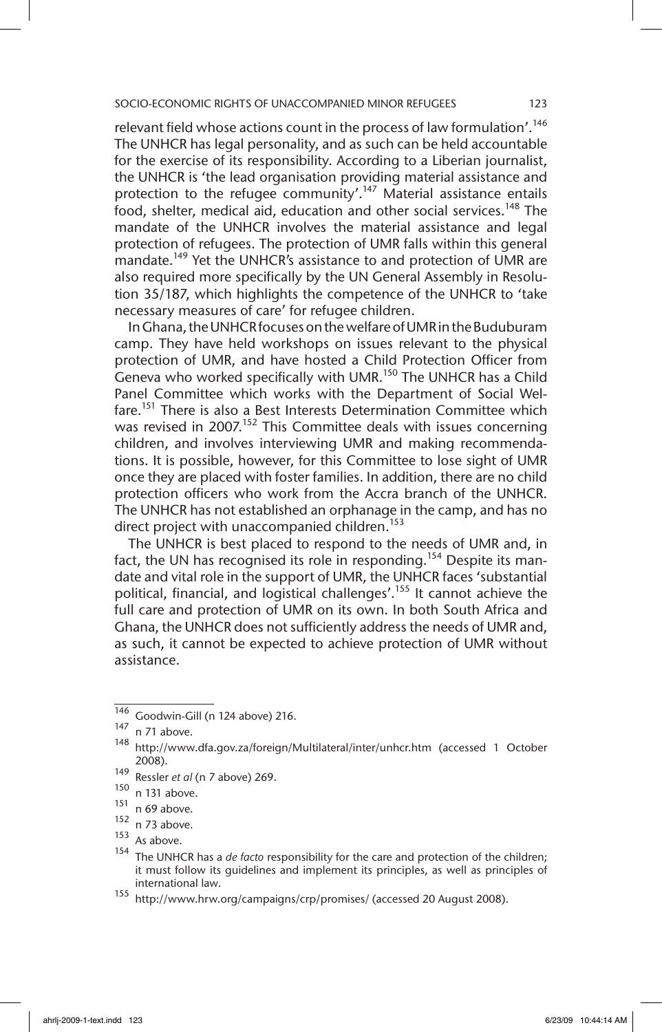relevant field whose actions count in the process of law formulation'.[146] The UNHCR has legal personality, and as such can be held accountable for the exercise of its responsibility. According to a Liberian journalist, the UNHCR is 'the lead organisation providing material assistance and protection to the refugee community'.[147] Material assistance entails food, shelter, medical aid, education and other social services.[148] The mandate of the UNHCR involves the material assistance and legal protection of refugees. The protection of UMR falls within this general mandate.[149] Yet the UNHCR's assistance to and protection of UMR are also required more specifically by the UN General Assembly in Resolution 35/187, which highlights the competence of the UNHCR to 'take necessary measures of care' for refugee children.

In Ghana, the UNHCR focuses on the welfare of UMR in the Buduburam camp. They have held workshops on issues relevant to the physical protection of UMR, and have hosted a Child Protection Officer from Geneva who worked specifically with UMR.[150] The UNHCR has a Child Panel Committee which works with the Department of Social Welfare.[151] There is also a Best Interests Determination Committee which was revised in 2007.[152] This Committee deals with issues concerning children, and involves interviewing UMR and making recommendations. It is possible, however, for this Committee to lose sight of UMR once they are placed with foster families. In addition, there are no child protection officers who work from the Accra branch of the UNHCR. The UNHCR has not established an orphanage in the camp, and has no direct project with unaccompanied children.[153]

The UNHCR is best placed to respond to the needs of UMR and, in fact, the UN has recognised its role in responding.[154] Despite its mandate and vital role in the support of UMR, the UNHCR faces 'substantial political, financial, and logistical challenges'.[155] It cannot achieve the full care and protection of UMR on its own. In both South Africa and Ghana, the UNHCR does not sufficiently address the needs of UMR and, as such, it cannot be expected to achieve protection of UMR without assistance.

---

[146] Goodwin-Gill (n 124 above) 216.

[147] n 71 above.

[148] http://www.dfa.gov.za/foreign/Multilateral/inter/unhcr.htm (accessed 1 October 2008).

[149] Ressler *et al* (n 7 above) 269.

[150] n 131 above.

[151] n 69 above.

[152] n 73 above.

[153] As above.

[154] The UNHCR has a *de facto* responsibility for the care and protection of the children; it must follow its guidelines and implement its principles, as well as principles of international law.

[155] http://www.hrw.org/campaigns/crp/promises/ (accessed 20 August 2008).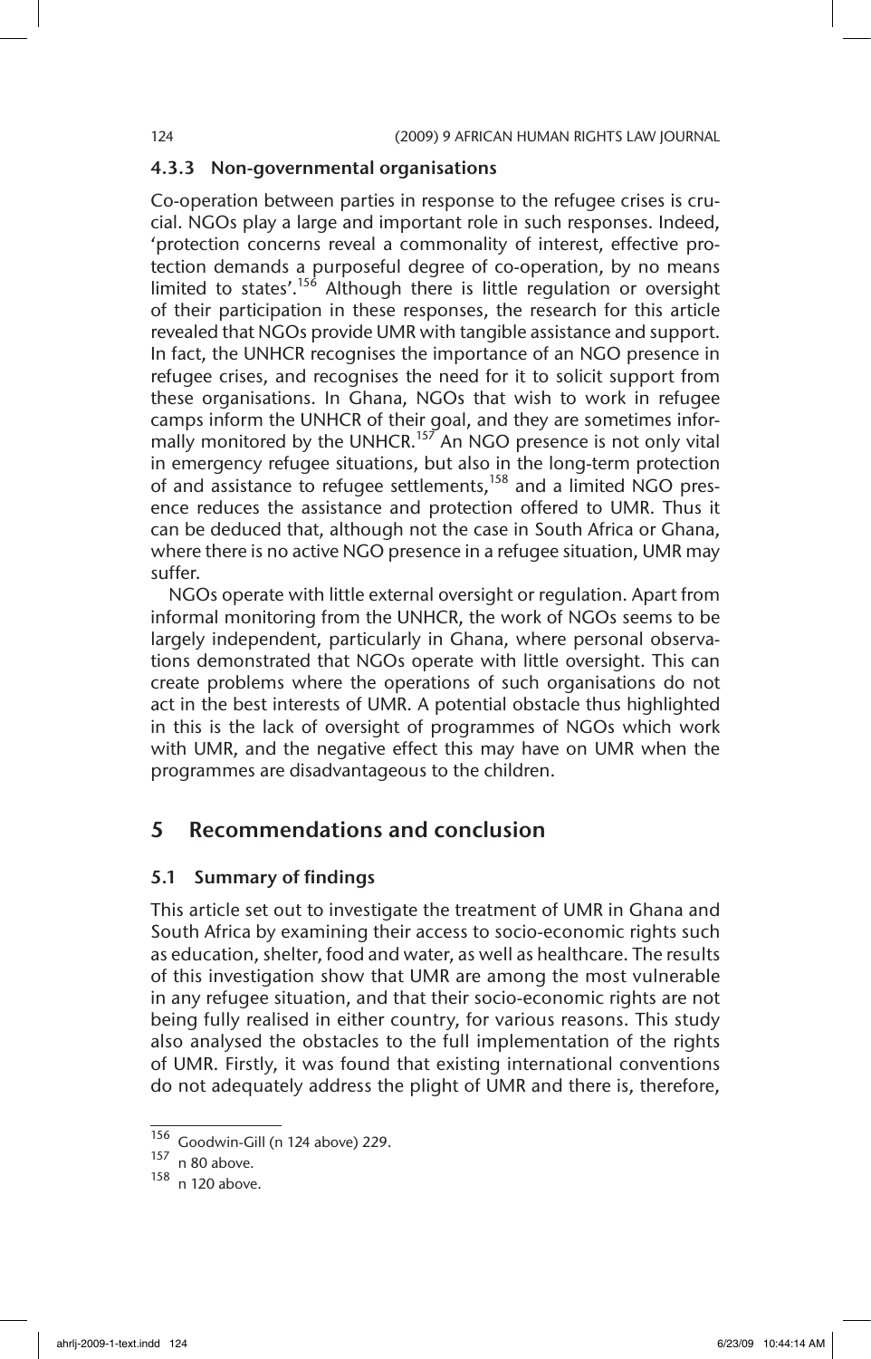### 4.3.3 Non-governmental organisations

Co-operation between parties in response to the refugee crises is crucial. NGOs play a large and important role in such responses. Indeed, 'protection concerns reveal a commonality of interest, effective protection demands a purposeful degree of co-operation, by no means limited to states'.[156] Although there is little regulation or oversight of their participation in these responses, the research for this article revealed that NGOs provide UMR with tangible assistance and support. In fact, the UNHCR recognises the importance of an NGO presence in refugee crises, and recognises the need for it to solicit support from these organisations. In Ghana, NGOs that wish to work in refugee camps inform the UNHCR of their goal, and they are sometimes informally monitored by the UNHCR.[157] An NGO presence is not only vital in emergency refugee situations, but also in the long-term protection of and assistance to refugee settlements,[158] and a limited NGO presence reduces the assistance and protection offered to UMR. Thus it can be deduced that, although not the case in South Africa or Ghana, where there is no active NGO presence in a refugee situation, UMR may suffer.

NGOs operate with little external oversight or regulation. Apart from informal monitoring from the UNHCR, the work of NGOs seems to be largely independent, particularly in Ghana, where personal observations demonstrated that NGOs operate with little oversight. This can create problems where the operations of such organisations do not act in the best interests of UMR. A potential obstacle thus highlighted in this is the lack of oversight of programmes of NGOs which work with UMR, and the negative effect this may have on UMR when the programmes are disadvantageous to the children.

## 5 Recommendations and conclusion

### 5.1 Summary of findings

This article set out to investigate the treatment of UMR in Ghana and South Africa by examining their access to socio-economic rights such as education, shelter, food and water, as well as healthcare. The results of this investigation show that UMR are among the most vulnerable in any refugee situation, and that their socio-economic rights are not being fully realised in either country, for various reasons. This study also analysed the obstacles to the full implementation of the rights of UMR. Firstly, it was found that existing international conventions do not adequately address the plight of UMR and there is, therefore,

---

[156] Goodwin-Gill (n 124 above) 229.

[157] n 80 above.

[158] n 120 above.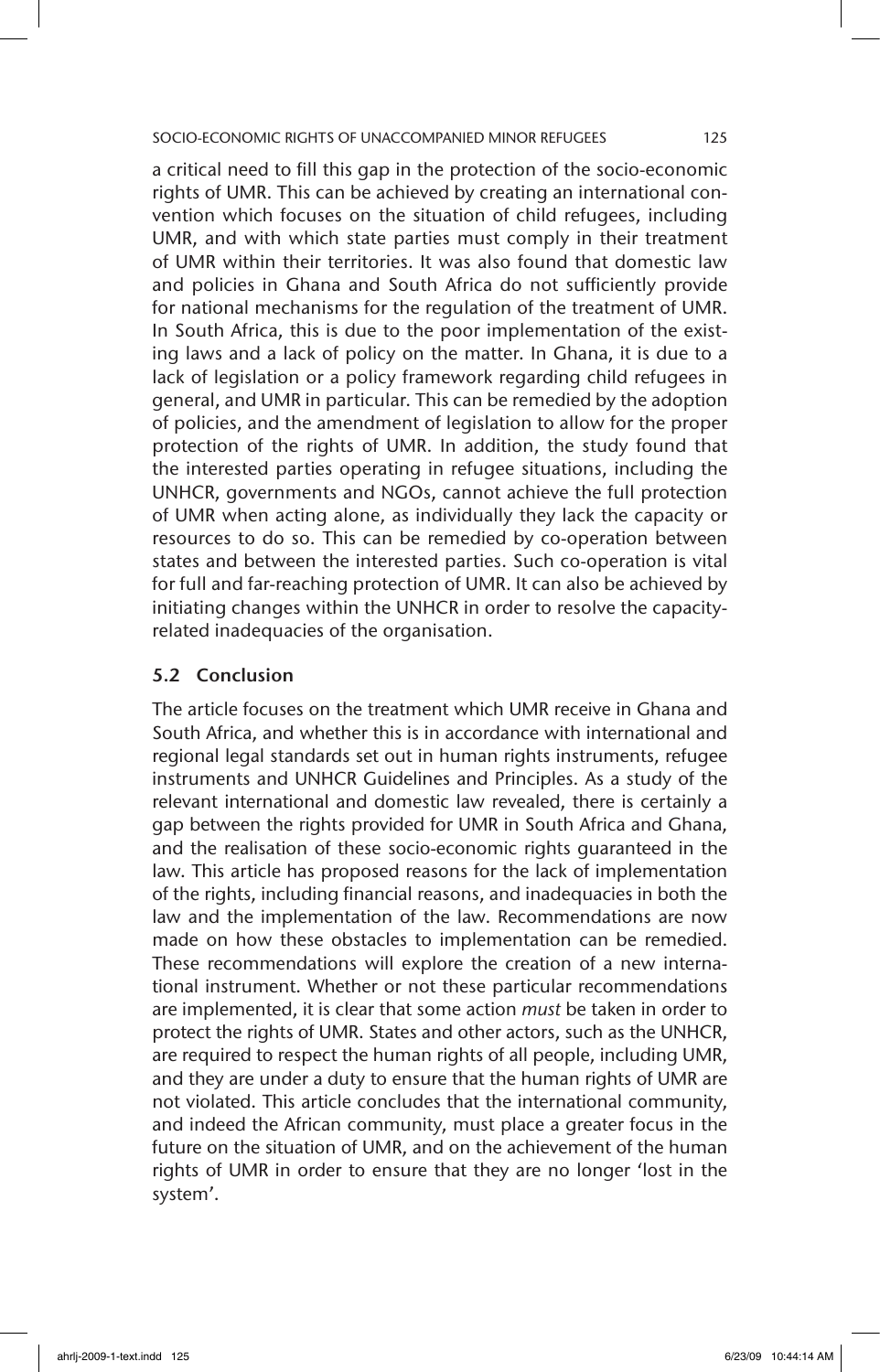a critical need to fill this gap in the protection of the socio-economic rights of UMR. This can be achieved by creating an international convention which focuses on the situation of child refugees, including UMR, and with which state parties must comply in their treatment of UMR within their territories. It was also found that domestic law and policies in Ghana and South Africa do not sufficiently provide for national mechanisms for the regulation of the treatment of UMR. In South Africa, this is due to the poor implementation of the existing laws and a lack of policy on the matter. In Ghana, it is due to a lack of legislation or a policy framework regarding child refugees in general, and UMR in particular. This can be remedied by the adoption of policies, and the amendment of legislation to allow for the proper protection of the rights of UMR. In addition, the study found that the interested parties operating in refugee situations, including the UNHCR, governments and NGOs, cannot achieve the full protection of UMR when acting alone, as individually they lack the capacity or resources to do so. This can be remedied by co-operation between states and between the interested parties. Such co-operation is vital for full and far-reaching protection of UMR. It can also be achieved by initiating changes within the UNHCR in order to resolve the capacity-related inadequacies of the organisation.

### 5.2 Conclusion

The article focuses on the treatment which UMR receive in Ghana and South Africa, and whether this is in accordance with international and regional legal standards set out in human rights instruments, refugee instruments and UNHCR Guidelines and Principles. As a study of the relevant international and domestic law revealed, there is certainly a gap between the rights provided for UMR in South Africa and Ghana, and the realisation of these socio-economic rights guaranteed in the law. This article has proposed reasons for the lack of implementation of the rights, including financial reasons, and inadequacies in both the law and the implementation of the law. Recommendations are now made on how these obstacles to implementation can be remedied. These recommendations will explore the creation of a new international instrument. Whether or not these particular recommendations are implemented, it is clear that some action *must* be taken in order to protect the rights of UMR. States and other actors, such as the UNHCR, are required to respect the human rights of all people, including UMR, and they are under a duty to ensure that the human rights of UMR are not violated. This article concludes that the international community, and indeed the African community, must place a greater focus in the future on the situation of UMR, and on the achievement of the human rights of UMR in order to ensure that they are no longer 'lost in the system'.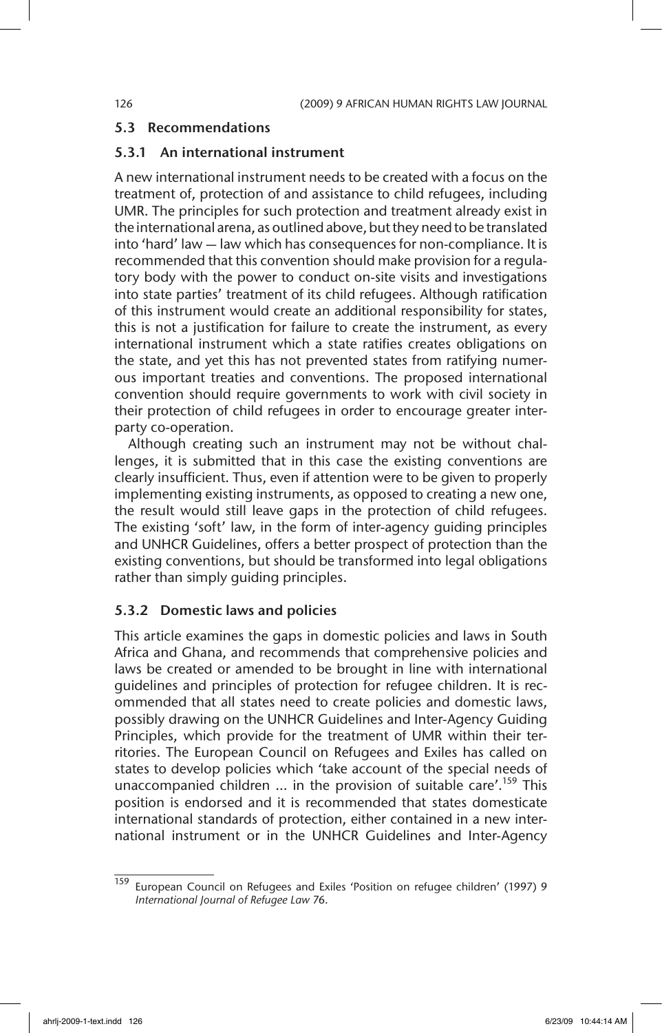### 5.3 Recommendations

#### 5.3.1 An international instrument

A new international instrument needs to be created with a focus on the treatment of, protection of and assistance to child refugees, including UMR. The principles for such protection and treatment already exist in the international arena, as outlined above, but they need to be translated into 'hard' law — law which has consequences for non-compliance. It is recommended that this convention should make provision for a regulatory body with the power to conduct on-site visits and investigations into state parties' treatment of its child refugees. Although ratification of this instrument would create an additional responsibility for states, this is not a justification for failure to create the instrument, as every international instrument which a state ratifies creates obligations on the state, and yet this has not prevented states from ratifying numerous important treaties and conventions. The proposed international convention should require governments to work with civil society in their protection of child refugees in order to encourage greater inter-party co-operation.

Although creating such an instrument may not be without challenges, it is submitted that in this case the existing conventions are clearly insufficient. Thus, even if attention were to be given to properly implementing existing instruments, as opposed to creating a new one, the result would still leave gaps in the protection of child refugees. The existing 'soft' law, in the form of inter-agency guiding principles and UNHCR Guidelines, offers a better prospect of protection than the existing conventions, but should be transformed into legal obligations rather than simply guiding principles.

#### 5.3.2 Domestic laws and policies

This article examines the gaps in domestic policies and laws in South Africa and Ghana, and recommends that comprehensive policies and laws be created or amended to be brought in line with international guidelines and principles of protection for refugee children. It is recommended that all states need to create policies and domestic laws, possibly drawing on the UNHCR Guidelines and Inter-Agency Guiding Principles, which provide for the treatment of UMR within their territories. The European Council on Refugees and Exiles has called on states to develop policies which 'take account of the special needs of unaccompanied children ... in the provision of suitable care'.[159] This position is endorsed and it is recommended that states domesticate international standards of protection, either contained in a new international instrument or in the UNHCR Guidelines and Inter-Agency

---

[159] European Council on Refugees and Exiles 'Position on refugee children' (1997) 9 *International Journal of Refugee Law* 76.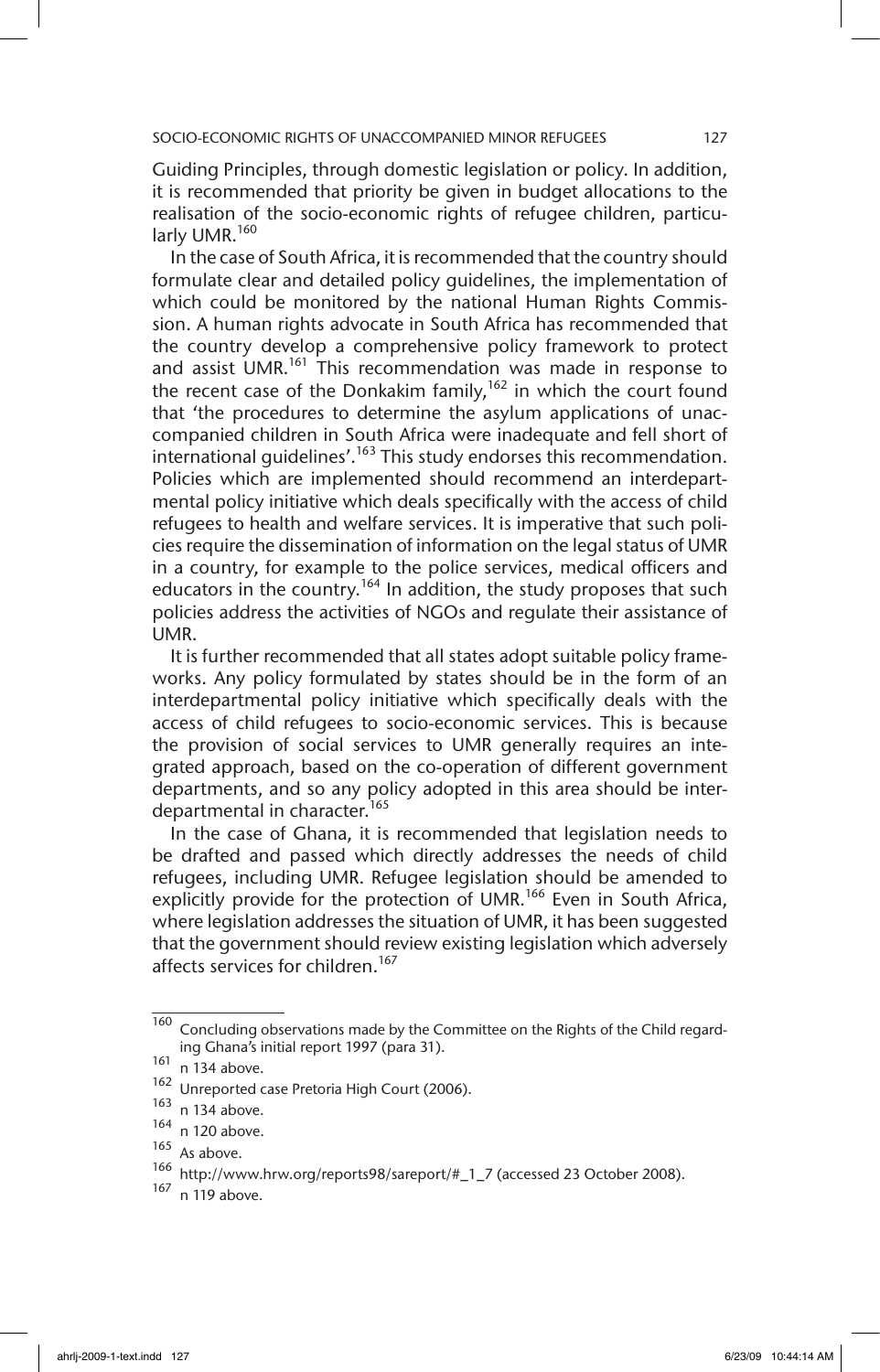Guiding Principles, through domestic legislation or policy. In addition, it is recommended that priority be given in budget allocations to the realisation of the socio-economic rights of refugee children, particularly UMR.[160]

In the case of South Africa, it is recommended that the country should formulate clear and detailed policy guidelines, the implementation of which could be monitored by the national Human Rights Commission. A human rights advocate in South Africa has recommended that the country develop a comprehensive policy framework to protect and assist UMR.[161] This recommendation was made in response to the recent case of the Donkakim family,[162] in which the court found that 'the procedures to determine the asylum applications of unaccompanied children in South Africa were inadequate and fell short of international guidelines'.[163] This study endorses this recommendation. Policies which are implemented should recommend an interdepartmental policy initiative which deals specifically with the access of child refugees to health and welfare services. It is imperative that such policies require the dissemination of information on the legal status of UMR in a country, for example to the police services, medical officers and educators in the country.[164] In addition, the study proposes that such policies address the activities of NGOs and regulate their assistance of UMR.

It is further recommended that all states adopt suitable policy frameworks. Any policy formulated by states should be in the form of an interdepartmental policy initiative which specifically deals with the access of child refugees to socio-economic services. This is because the provision of social services to UMR generally requires an integrated approach, based on the co-operation of different government departments, and so any policy adopted in this area should be interdepartmental in character.[165]

In the case of Ghana, it is recommended that legislation needs to be drafted and passed which directly addresses the needs of child refugees, including UMR. Refugee legislation should be amended to explicitly provide for the protection of UMR.[166] Even in South Africa, where legislation addresses the situation of UMR, it has been suggested that the government should review existing legislation which adversely affects services for children.[167]

---

[160] Concluding observations made by the Committee on the Rights of the Child regarding Ghana's initial report 1997 (para 31).

[161] n 134 above.

[162] Unreported case Pretoria High Court (2006).

[163] n 134 above.

[164] n 120 above.

[165] As above.

[166] http://www.hrw.org/reports98/sareport/#_1_7 (accessed 23 October 2008).

[167] n 119 above.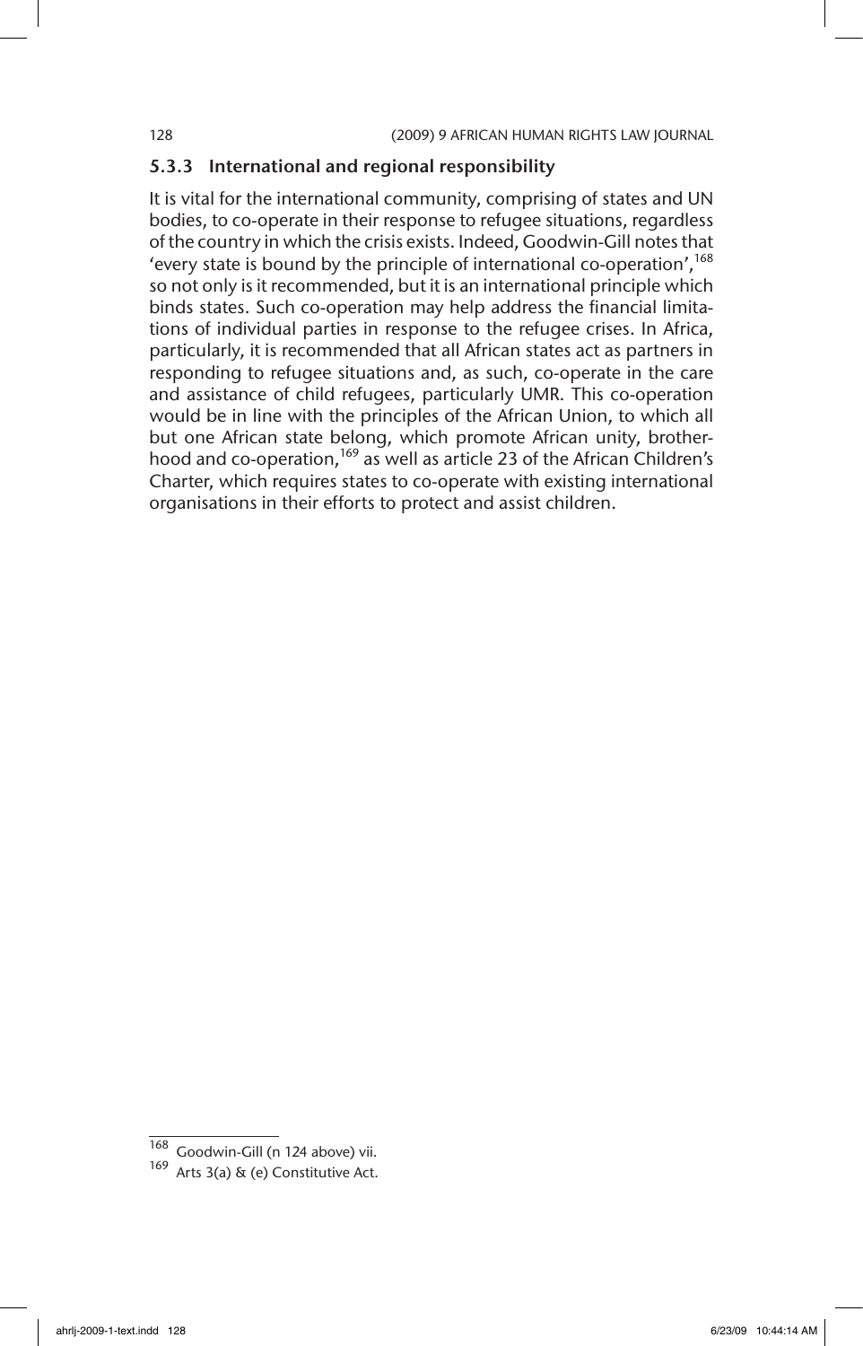### 5.3.3 International and regional responsibility

It is vital for the international community, comprising of states and UN bodies, to co-operate in their response to refugee situations, regardless of the country in which the crisis exists. Indeed, Goodwin-Gill notes that 'every state is bound by the principle of international co-operation',[168] so not only is it recommended, but it is an international principle which binds states. Such co-operation may help address the financial limitations of individual parties in response to the refugee crises. In Africa, particularly, it is recommended that all African states act as partners in responding to refugee situations and, as such, co-operate in the care and assistance of child refugees, particularly UMR. This co-operation would be in line with the principles of the African Union, to which all but one African state belong, which promote African unity, brotherhood and co-operation,[169] as well as article 23 of the African Children's Charter, which requires states to co-operate with existing international organisations in their efforts to protect and assist children.

---

[168] Goodwin-Gill (n 124 above) vii.

[169] Arts 3(a) & (e) Constitutive Act.